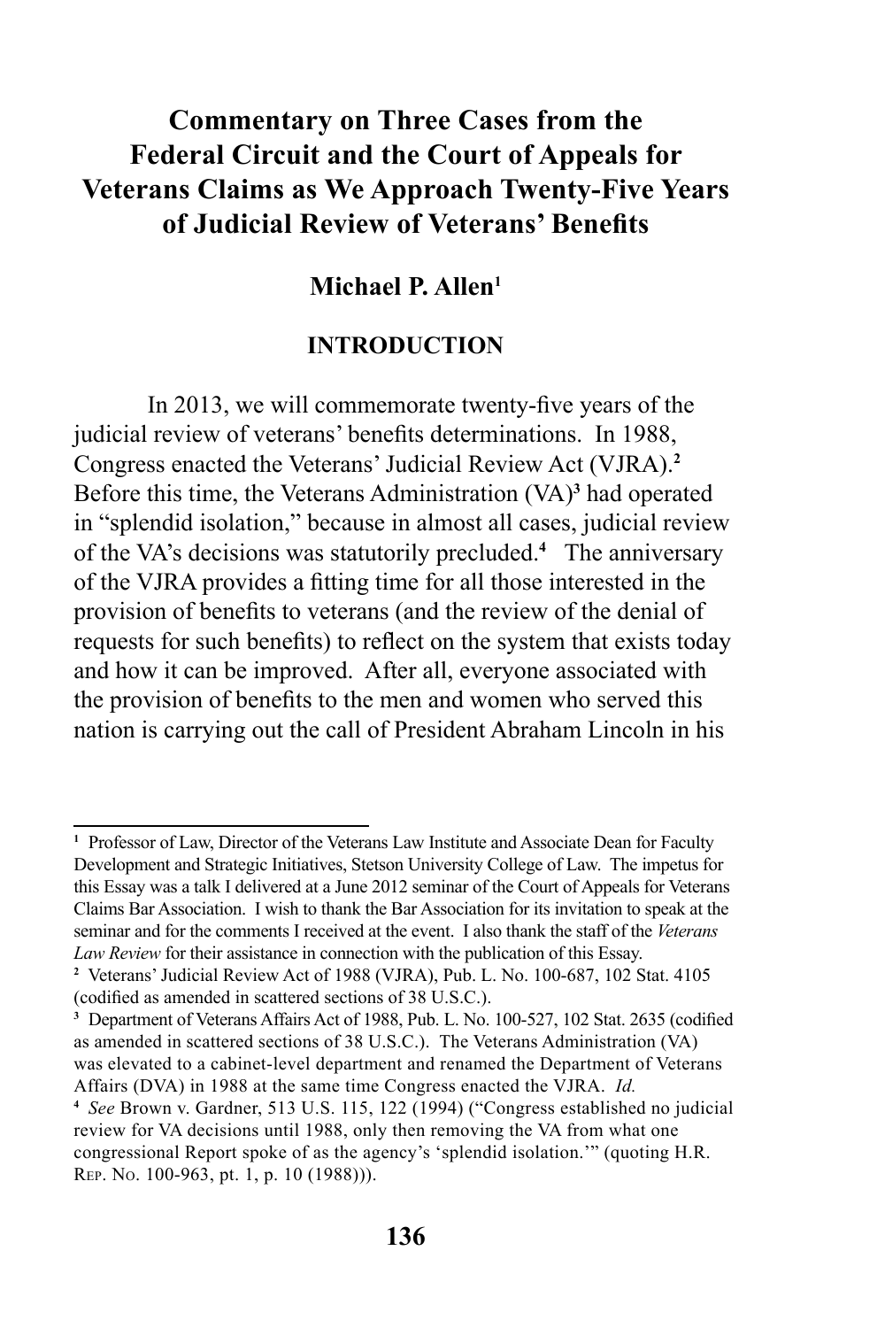# Commentary on Three Cases from the Federal Circuit and the Court of Appeals for Veterans Claims as We Approach Twenty-Five Years of Judicial Review of Veterans' Benefits

### Michael P. Allen[1]

## INTRODUCTION

In 2013, we will commemorate twenty-five years of the judicial review of veterans' benefits determinations. In 1988, Congress enacted the Veterans' Judicial Review Act (VJRA).[2] Before this time, the Veterans Administration (VA)[3] had operated in "splendid isolation," because in almost all cases, judicial review of the VA's decisions was statutorily precluded.[4] The anniversary of the VJRA provides a fitting time for all those interested in the provision of benefits to veterans (and the review of the denial of requests for such benefits) to reflect on the system that exists today and how it can be improved. After all, everyone associated with the provision of benefits to the men and women who served this nation is carrying out the call of President Abraham Lincoln in his

---

[1] Professor of Law, Director of the Veterans Law Institute and Associate Dean for Faculty Development and Strategic Initiatives, Stetson University College of Law. The impetus for this Essay was a talk I delivered at a June 2012 seminar of the Court of Appeals for Veterans Claims Bar Association. I wish to thank the Bar Association for its invitation to speak at the seminar and for the comments I received at the event. I also thank the staff of the *Veterans Law Review* for their assistance in connection with the publication of this Essay.

[2] Veterans' Judicial Review Act of 1988 (VJRA), Pub. L. No. 100-687, 102 Stat. 4105 (codified as amended in scattered sections of 38 U.S.C.).

[3] Department of Veterans Affairs Act of 1988, Pub. L. No. 100-527, 102 Stat. 2635 (codified as amended in scattered sections of 38 U.S.C.). The Veterans Administration (VA) was elevated to a cabinet-level department and renamed the Department of Veterans Affairs (DVA) in 1988 at the same time Congress enacted the VJRA. *Id.*

[4] *See* Brown v. Gardner, 513 U.S. 115, 122 (1994) ("Congress established no judicial review for VA decisions until 1988, only then removing the VA from what one congressional Report spoke of as the agency's 'splendid isolation.'" (quoting H.R. Rep. No. 100-963, pt. 1, p. 10 (1988))).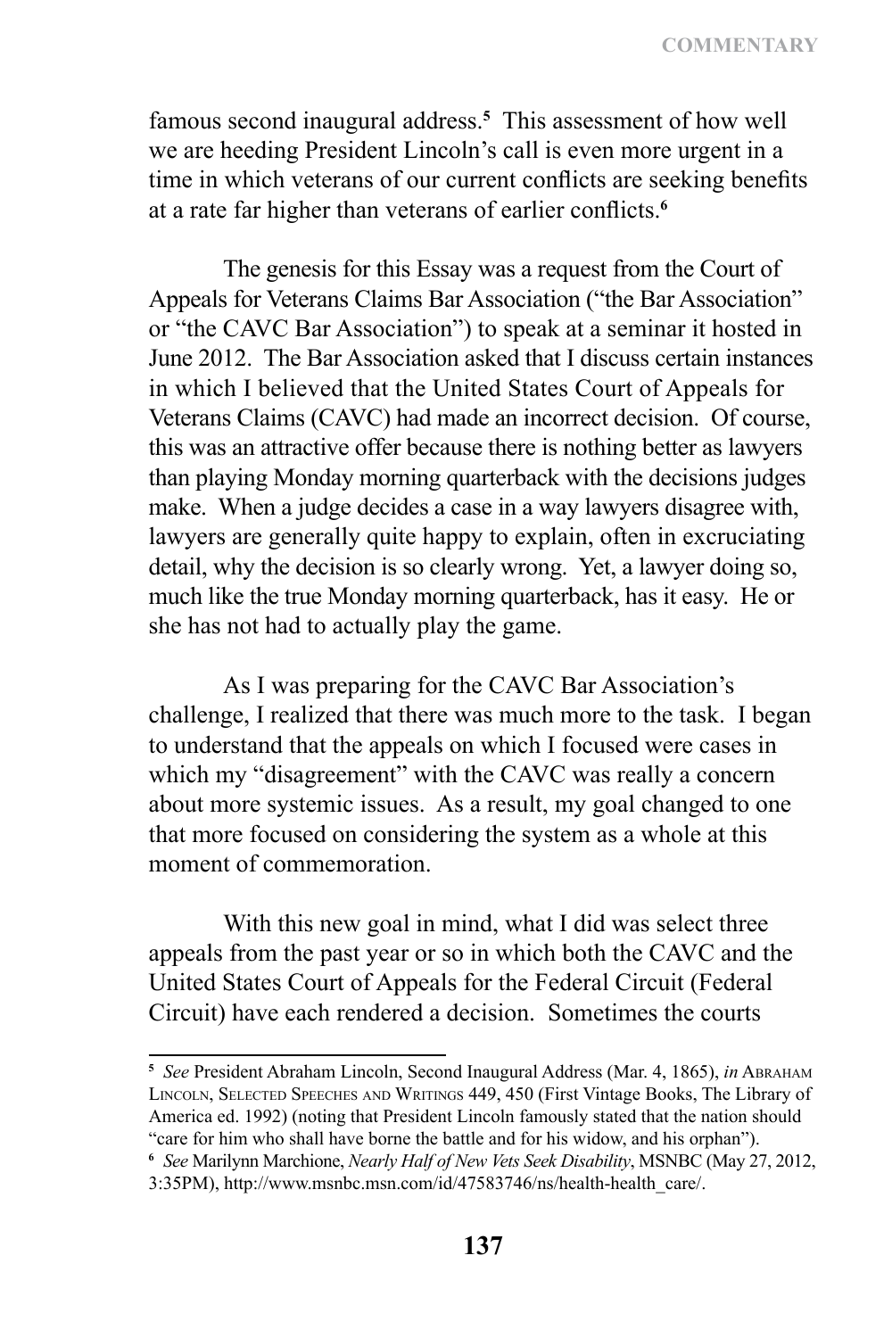famous second inaugural address.[5] This assessment of how well we are heeding President Lincoln's call is even more urgent in a time in which veterans of our current conflicts are seeking benefits at a rate far higher than veterans of earlier conflicts.[6]

The genesis for this Essay was a request from the Court of Appeals for Veterans Claims Bar Association ("the Bar Association" or "the CAVC Bar Association") to speak at a seminar it hosted in June 2012. The Bar Association asked that I discuss certain instances in which I believed that the United States Court of Appeals for Veterans Claims (CAVC) had made an incorrect decision. Of course, this was an attractive offer because there is nothing better as lawyers than playing Monday morning quarterback with the decisions judges make. When a judge decides a case in a way lawyers disagree with, lawyers are generally quite happy to explain, often in excruciating detail, why the decision is so clearly wrong. Yet, a lawyer doing so, much like the true Monday morning quarterback, has it easy. He or she has not had to actually play the game.

As I was preparing for the CAVC Bar Association's challenge, I realized that there was much more to the task. I began to understand that the appeals on which I focused were cases in which my "disagreement" with the CAVC was really a concern about more systemic issues. As a result, my goal changed to one that more focused on considering the system as a whole at this moment of commemoration.

With this new goal in mind, what I did was select three appeals from the past year or so in which both the CAVC and the United States Court of Appeals for the Federal Circuit (Federal Circuit) have each rendered a decision. Sometimes the courts

---

[5] *See* President Abraham Lincoln, Second Inaugural Address (Mar. 4, 1865), *in* ABRAHAM LINCOLN, SELECTED SPEECHES AND WRITINGS 449, 450 (First Vintage Books, The Library of America ed. 1992) (noting that President Lincoln famously stated that the nation should "care for him who shall have borne the battle and for his widow, and his orphan").

[6] *See* Marilynn Marchione, *Nearly Half of New Vets Seek Disability*, MSNBC (May 27, 2012, 3:35PM), http://www.msnbc.msn.com/id/47583746/ns/health-health_care/.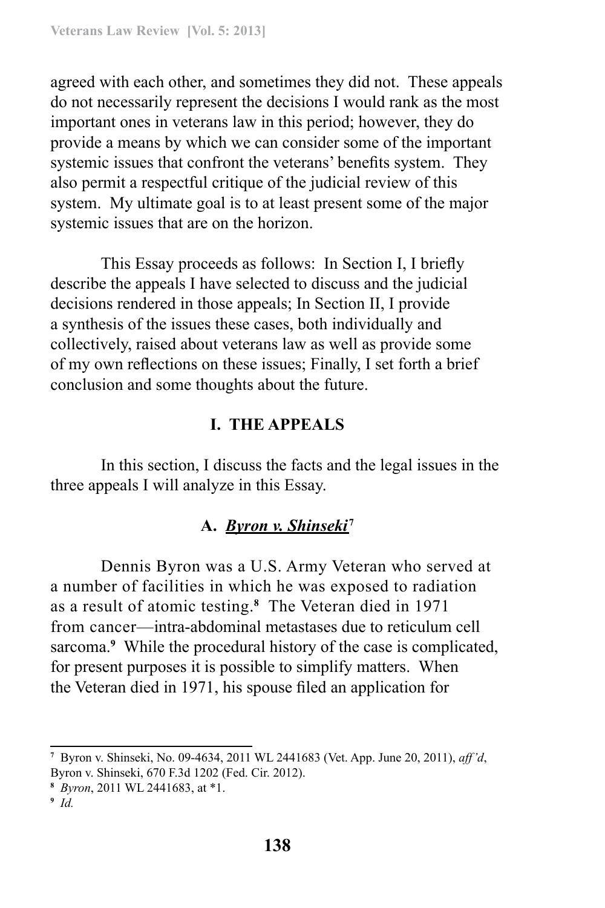agreed with each other, and sometimes they did not. These appeals do not necessarily represent the decisions I would rank as the most important ones in veterans law in this period; however, they do provide a means by which we can consider some of the important systemic issues that confront the veterans' benefits system. They also permit a respectful critique of the judicial review of this system. My ultimate goal is to at least present some of the major systemic issues that are on the horizon.

This Essay proceeds as follows: In Section I, I briefly describe the appeals I have selected to discuss and the judicial decisions rendered in those appeals; In Section II, I provide a synthesis of the issues these cases, both individually and collectively, raised about veterans law as well as provide some of my own reflections on these issues; Finally, I set forth a brief conclusion and some thoughts about the future.

## I. THE APPEALS

In this section, I discuss the facts and the legal issues in the three appeals I will analyze in this Essay.

### A. *Byron v. Shinseki*[7]

Dennis Byron was a U.S. Army Veteran who served at a number of facilities in which he was exposed to radiation as a result of atomic testing.[8] The Veteran died in 1971 from cancer—intra-abdominal metastases due to reticulum cell sarcoma.[9] While the procedural history of the case is complicated, for present purposes it is possible to simplify matters. When the Veteran died in 1971, his spouse filed an application for

---

[7] Byron v. Shinseki, No. 09-4634, 2011 WL 2441683 (Vet. App. June 20, 2011), *aff'd*, Byron v. Shinseki, 670 F.3d 1202 (Fed. Cir. 2012).

[8] *Byron*, 2011 WL 2441683, at *1.

[9] *Id.*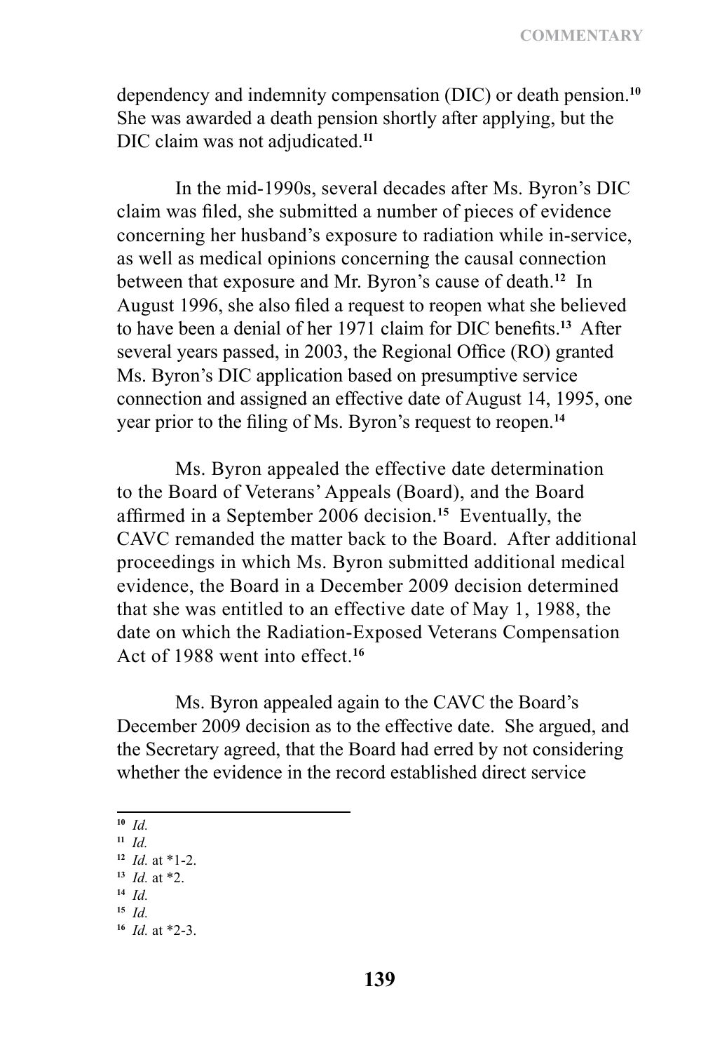dependency and indemnity compensation (DIC) or death pension.[10] She was awarded a death pension shortly after applying, but the DIC claim was not adjudicated.[11]

In the mid-1990s, several decades after Ms. Byron's DIC claim was filed, she submitted a number of pieces of evidence concerning her husband's exposure to radiation while in-service, as well as medical opinions concerning the causal connection between that exposure and Mr. Byron's cause of death.[12] In August 1996, she also filed a request to reopen what she believed to have been a denial of her 1971 claim for DIC benefits.[13] After several years passed, in 2003, the Regional Office (RO) granted Ms. Byron's DIC application based on presumptive service connection and assigned an effective date of August 14, 1995, one year prior to the filing of Ms. Byron's request to reopen.[14]

Ms. Byron appealed the effective date determination to the Board of Veterans' Appeals (Board), and the Board affirmed in a September 2006 decision.[15] Eventually, the CAVC remanded the matter back to the Board. After additional proceedings in which Ms. Byron submitted additional medical evidence, the Board in a December 2009 decision determined that she was entitled to an effective date of May 1, 1988, the date on which the Radiation-Exposed Veterans Compensation Act of 1988 went into effect.[16]

Ms. Byron appealed again to the CAVC the Board's December 2009 decision as to the effective date. She argued, and the Secretary agreed, that the Board had erred by not considering whether the evidence in the record established direct service

---

[10] *Id.*
[11] *Id.*
[12] *Id.* at *1-2.
[13] *Id.* at *2.
[14] *Id.*
[15] *Id.*
[16] *Id.* at *2-3.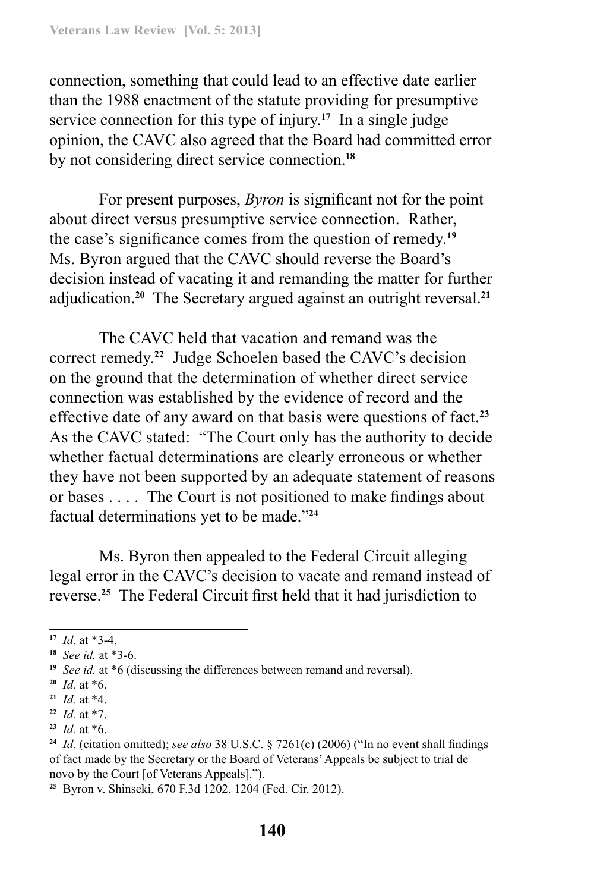connection, something that could lead to an effective date earlier than the 1988 enactment of the statute providing for presumptive service connection for this type of injury.[17] In a single judge opinion, the CAVC also agreed that the Board had committed error by not considering direct service connection.[18]

For present purposes, *Byron* is significant not for the point about direct versus presumptive service connection. Rather, the case's significance comes from the question of remedy.[19] Ms. Byron argued that the CAVC should reverse the Board's decision instead of vacating it and remanding the matter for further adjudication.[20] The Secretary argued against an outright reversal.[21]

The CAVC held that vacation and remand was the correct remedy.[22] Judge Schoelen based the CAVC's decision on the ground that the determination of whether direct service connection was established by the evidence of record and the effective date of any award on that basis were questions of fact.[23] As the CAVC stated: "The Court only has the authority to decide whether factual determinations are clearly erroneous or whether they have not been supported by an adequate statement of reasons or bases . . . . The Court is not positioned to make findings about factual determinations yet to be made."[24]

Ms. Byron then appealed to the Federal Circuit alleging legal error in the CAVC's decision to vacate and remand instead of reverse.[25] The Federal Circuit first held that it had jurisdiction to

---

[17] *Id.* at *3-4.

[18] *See id.* at *3-6.

[19] *See id.* at *6 (discussing the differences between remand and reversal).

[20] *Id.* at *6.

[21] *Id.* at *4.

[22] *Id.* at *7.

[23] *Id.* at *6.

[24] *Id.* (citation omitted); *see also* 38 U.S.C. § 7261(c) (2006) ("In no event shall findings of fact made by the Secretary or the Board of Veterans' Appeals be subject to trial de novo by the Court [of Veterans Appeals].").

[25] Byron v. Shinseki, 670 F.3d 1202, 1204 (Fed. Cir. 2012).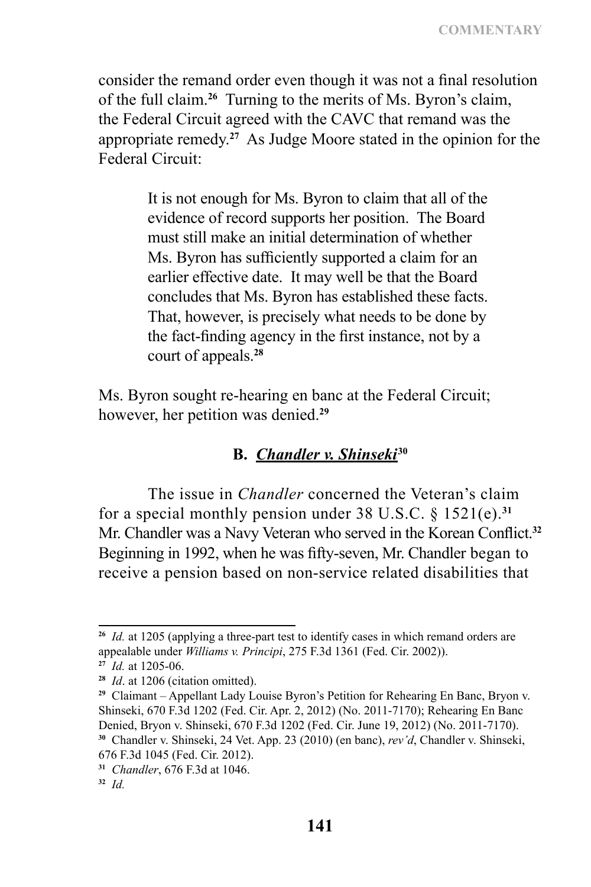consider the remand order even though it was not a final resolution of the full claim.[26] Turning to the merits of Ms. Byron's claim, the Federal Circuit agreed with the CAVC that remand was the appropriate remedy.[27] As Judge Moore stated in the opinion for the Federal Circuit:

> It is not enough for Ms. Byron to claim that all of the evidence of record supports her position. The Board must still make an initial determination of whether Ms. Byron has sufficiently supported a claim for an earlier effective date. It may well be that the Board concludes that Ms. Byron has established these facts. That, however, is precisely what needs to be done by the fact-finding agency in the first instance, not by a court of appeals.[28]

Ms. Byron sought re-hearing en banc at the Federal Circuit; however, her petition was denied.[29]

### B. *Chandler v. Shinseki*[30]

The issue in *Chandler* concerned the Veteran's claim for a special monthly pension under 38 U.S.C. § 1521(e).[31] Mr. Chandler was a Navy Veteran who served in the Korean Conflict.[32] Beginning in 1992, when he was fifty-seven, Mr. Chandler began to receive a pension based on non-service related disabilities that

---

[26] *Id.* at 1205 (applying a three-part test to identify cases in which remand orders are appealable under *Williams v. Principi*, 275 F.3d 1361 (Fed. Cir. 2002)).

[27] *Id.* at 1205-06.

[28] *Id*. at 1206 (citation omitted).

[29] Claimant – Appellant Lady Louise Byron's Petition for Rehearing En Banc, Bryon v. Shinseki, 670 F.3d 1202 (Fed. Cir. Apr. 2, 2012) (No. 2011-7170); Rehearing En Banc Denied, Bryon v. Shinseki, 670 F.3d 1202 (Fed. Cir. June 19, 2012) (No. 2011-7170).

[30] Chandler v. Shinseki, 24 Vet. App. 23 (2010) (en banc), *rev'd*, Chandler v. Shinseki, 676 F.3d 1045 (Fed. Cir. 2012).

[31] *Chandler*, 676 F.3d at 1046.

[32] *Id.*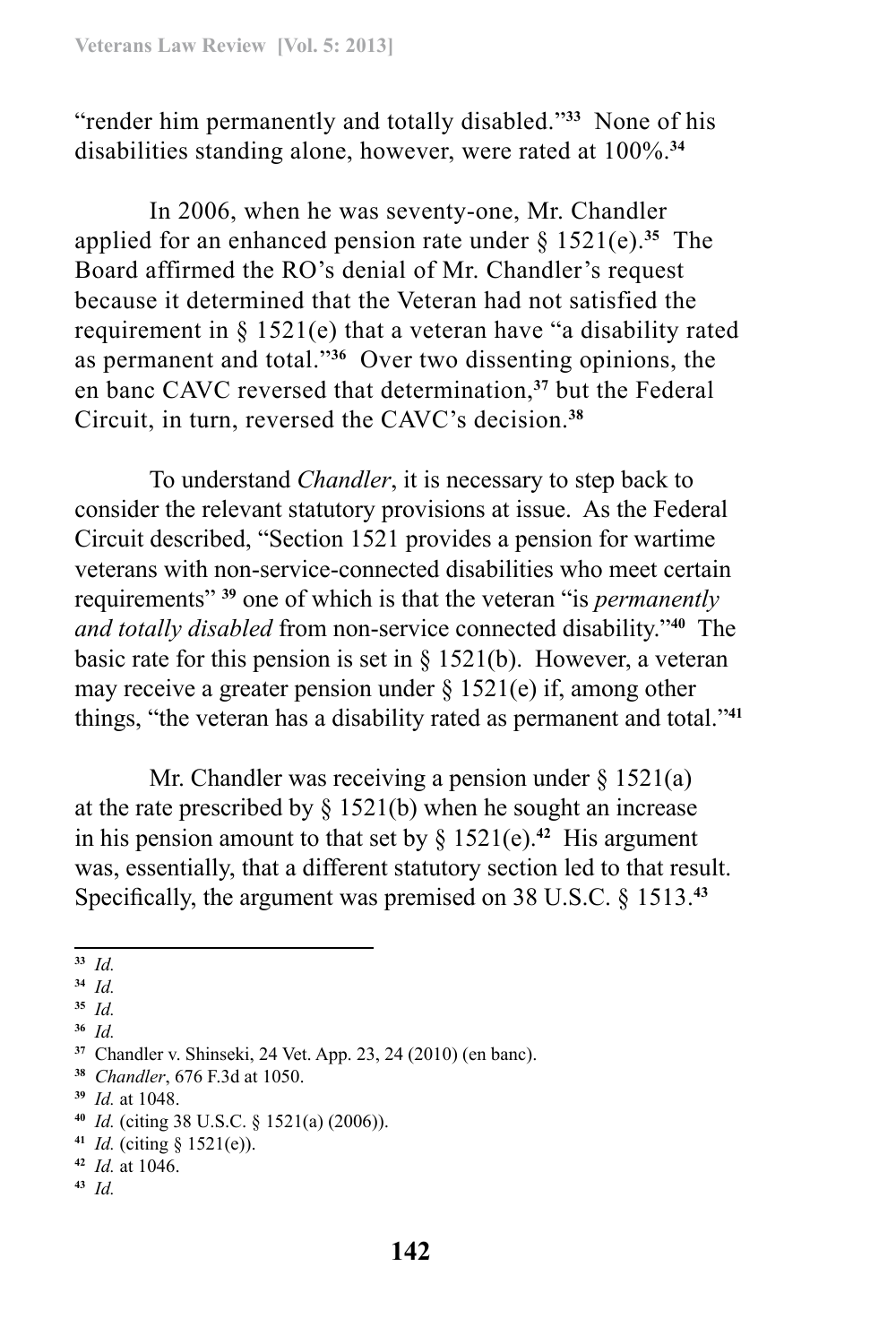"render him permanently and totally disabled."[33] None of his disabilities standing alone, however, were rated at 100%.[34]

In 2006, when he was seventy-one, Mr. Chandler applied for an enhanced pension rate under § 1521(e).[35] The Board affirmed the RO's denial of Mr. Chandler's request because it determined that the Veteran had not satisfied the requirement in § 1521(e) that a veteran have "a disability rated as permanent and total."[36] Over two dissenting opinions, the en banc CAVC reversed that determination,[37] but the Federal Circuit, in turn, reversed the CAVC's decision.[38]

To understand *Chandler*, it is necessary to step back to consider the relevant statutory provisions at issue. As the Federal Circuit described, "Section 1521 provides a pension for wartime veterans with non-service-connected disabilities who meet certain requirements" [39] one of which is that the veteran "is *permanently and totally disabled* from non-service connected disability."[40] The basic rate for this pension is set in § 1521(b). However, a veteran may receive a greater pension under § 1521(e) if, among other things, "the veteran has a disability rated as permanent and total."[41]

Mr. Chandler was receiving a pension under § 1521(a) at the rate prescribed by § 1521(b) when he sought an increase in his pension amount to that set by § 1521(e).[42] His argument was, essentially, that a different statutory section led to that result. Specifically, the argument was premised on 38 U.S.C. § 1513.[43]

---

[33] *Id.*
[34] *Id.*
[35] *Id.*
[36] *Id.*
[37] Chandler v. Shinseki, 24 Vet. App. 23, 24 (2010) (en banc).
[38] *Chandler*, 676 F.3d at 1050.
[39] *Id.* at 1048.
[40] *Id.* (citing 38 U.S.C. § 1521(a) (2006)).
[41] *Id.* (citing § 1521(e)).
[42] *Id.* at 1046.
[43] *Id.*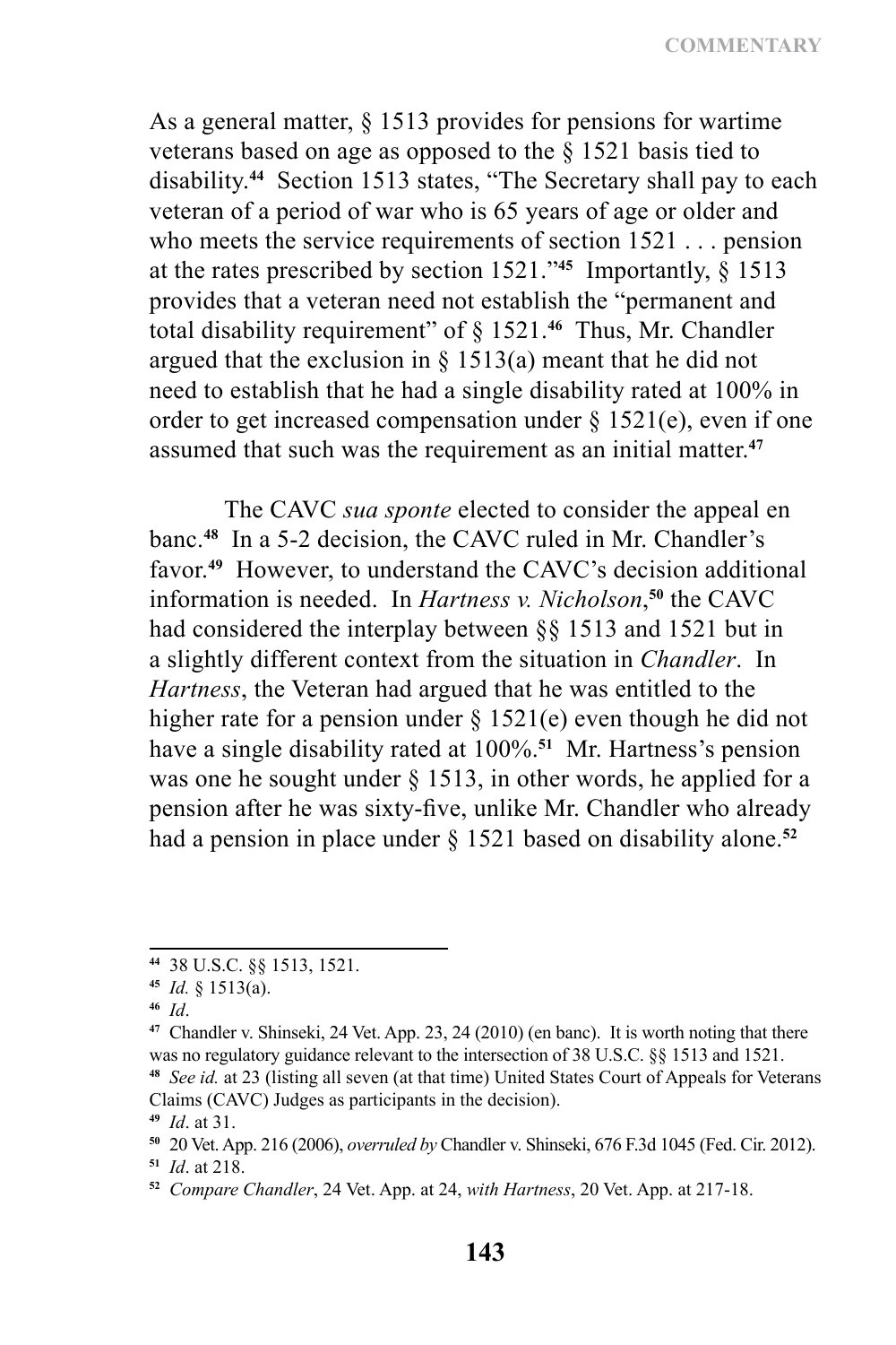As a general matter, § 1513 provides for pensions for wartime veterans based on age as opposed to the § 1521 basis tied to disability.[44] Section 1513 states, "The Secretary shall pay to each veteran of a period of war who is 65 years of age or older and who meets the service requirements of section 1521 . . . pension at the rates prescribed by section 1521."[45] Importantly, § 1513 provides that a veteran need not establish the "permanent and total disability requirement" of § 1521.[46] Thus, Mr. Chandler argued that the exclusion in § 1513(a) meant that he did not need to establish that he had a single disability rated at 100% in order to get increased compensation under § 1521(e), even if one assumed that such was the requirement as an initial matter.[47]

The CAVC *sua sponte* elected to consider the appeal en banc.[48] In a 5-2 decision, the CAVC ruled in Mr. Chandler's favor.[49] However, to understand the CAVC's decision additional information is needed. In *Hartness v. Nicholson*,[50] the CAVC had considered the interplay between §§ 1513 and 1521 but in a slightly different context from the situation in *Chandler*. In *Hartness*, the Veteran had argued that he was entitled to the higher rate for a pension under § 1521(e) even though he did not have a single disability rated at 100%.[51] Mr. Hartness's pension was one he sought under § 1513, in other words, he applied for a pension after he was sixty-five, unlike Mr. Chandler who already had a pension in place under § 1521 based on disability alone.[52]

---

[44] 38 U.S.C. §§ 1513, 1521.

[45] *Id.* § 1513(a).

[46] *Id*.

[47] Chandler v. Shinseki, 24 Vet. App. 23, 24 (2010) (en banc). It is worth noting that there was no regulatory guidance relevant to the intersection of 38 U.S.C. §§ 1513 and 1521.

[48] *See id.* at 23 (listing all seven (at that time) United States Court of Appeals for Veterans Claims (CAVC) Judges as participants in the decision).

[49] *Id*. at 31.

[50] 20 Vet. App. 216 (2006), *overruled by* Chandler v. Shinseki, 676 F.3d 1045 (Fed. Cir. 2012).

[51] *Id*. at 218.

[52] *Compare Chandler*, 24 Vet. App. at 24, *with Hartness*, 20 Vet. App. at 217-18.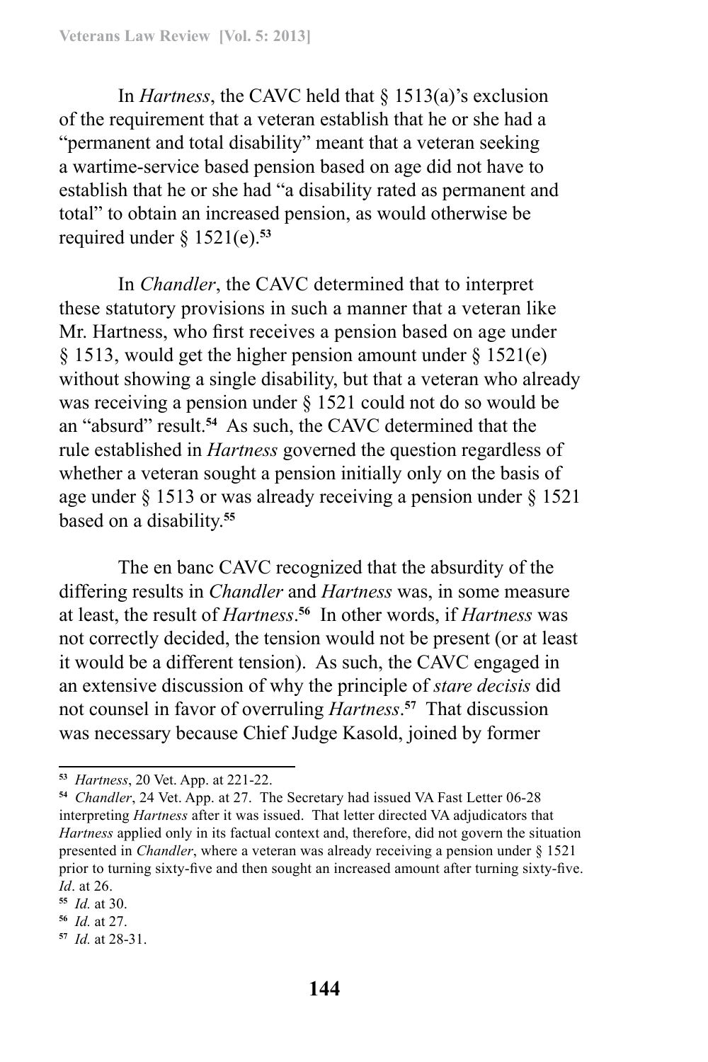In *Hartness*, the CAVC held that § 1513(a)'s exclusion of the requirement that a veteran establish that he or she had a "permanent and total disability" meant that a veteran seeking a wartime-service based pension based on age did not have to establish that he or she had "a disability rated as permanent and total" to obtain an increased pension, as would otherwise be required under § 1521(e).[53]

In *Chandler*, the CAVC determined that to interpret these statutory provisions in such a manner that a veteran like Mr. Hartness, who first receives a pension based on age under § 1513, would get the higher pension amount under § 1521(e) without showing a single disability, but that a veteran who already was receiving a pension under § 1521 could not do so would be an "absurd" result.[54] As such, the CAVC determined that the rule established in *Hartness* governed the question regardless of whether a veteran sought a pension initially only on the basis of age under § 1513 or was already receiving a pension under § 1521 based on a disability.[55]

The en banc CAVC recognized that the absurdity of the differing results in *Chandler* and *Hartness* was, in some measure at least, the result of *Hartness*.[56] In other words, if *Hartness* was not correctly decided, the tension would not be present (or at least it would be a different tension). As such, the CAVC engaged in an extensive discussion of why the principle of *stare decisis* did not counsel in favor of overruling *Hartness*.[57] That discussion was necessary because Chief Judge Kasold, joined by former

---

[53] *Hartness*, 20 Vet. App. at 221-22.

[54] *Chandler*, 24 Vet. App. at 27. The Secretary had issued VA Fast Letter 06-28 interpreting *Hartness* after it was issued. That letter directed VA adjudicators that *Hartness* applied only in its factual context and, therefore, did not govern the situation presented in *Chandler*, where a veteran was already receiving a pension under § 1521 prior to turning sixty-five and then sought an increased amount after turning sixty-five. *Id*. at 26.

[55] *Id.* at 30.

[56] *Id.* at 27.

[57] *Id.* at 28-31.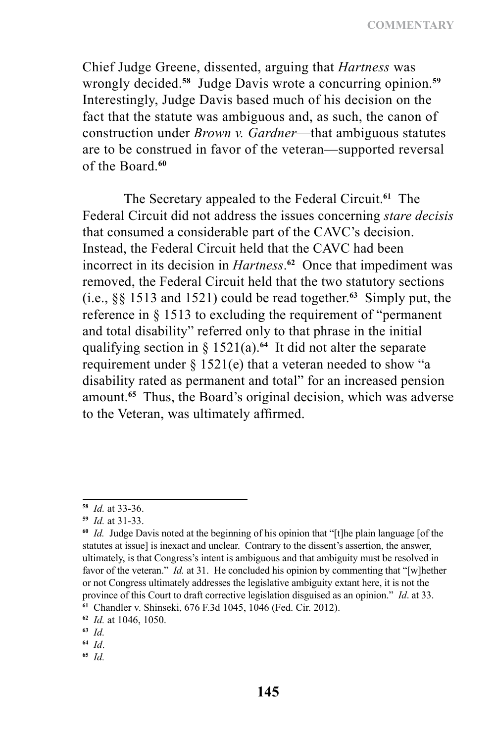Chief Judge Greene, dissented, arguing that *Hartness* was wrongly decided.[58] Judge Davis wrote a concurring opinion.[59] Interestingly, Judge Davis based much of his decision on the fact that the statute was ambiguous and, as such, the canon of construction under *Brown v. Gardner*—that ambiguous statutes are to be construed in favor of the veteran—supported reversal of the Board.[60]

The Secretary appealed to the Federal Circuit.[61] The Federal Circuit did not address the issues concerning *stare decisis* that consumed a considerable part of the CAVC's decision. Instead, the Federal Circuit held that the CAVC had been incorrect in its decision in *Hartness*.[62] Once that impediment was removed, the Federal Circuit held that the two statutory sections (i.e., §§ 1513 and 1521) could be read together.[63] Simply put, the reference in § 1513 to excluding the requirement of "permanent and total disability" referred only to that phrase in the initial qualifying section in § 1521(a).[64] It did not alter the separate requirement under § 1521(e) that a veteran needed to show "a disability rated as permanent and total" for an increased pension amount.[65] Thus, the Board's original decision, which was adverse to the Veteran, was ultimately affirmed.

---

[58] *Id.* at 33-36.

[59] *Id.* at 31-33.

[60] *Id.* Judge Davis noted at the beginning of his opinion that "[t]he plain language [of the statutes at issue] is inexact and unclear. Contrary to the dissent's assertion, the answer, ultimately, is that Congress's intent is ambiguous and that ambiguity must be resolved in favor of the veteran." *Id.* at 31. He concluded his opinion by commenting that "[w]hether or not Congress ultimately addresses the legislative ambiguity extant here, it is not the province of this Court to draft corrective legislation disguised as an opinion." *Id*. at 33.

[61] Chandler v. Shinseki, 676 F.3d 1045, 1046 (Fed. Cir. 2012).

[62] *Id.* at 1046, 1050.

[63] *Id.*

[64] *Id*.

[65] *Id.*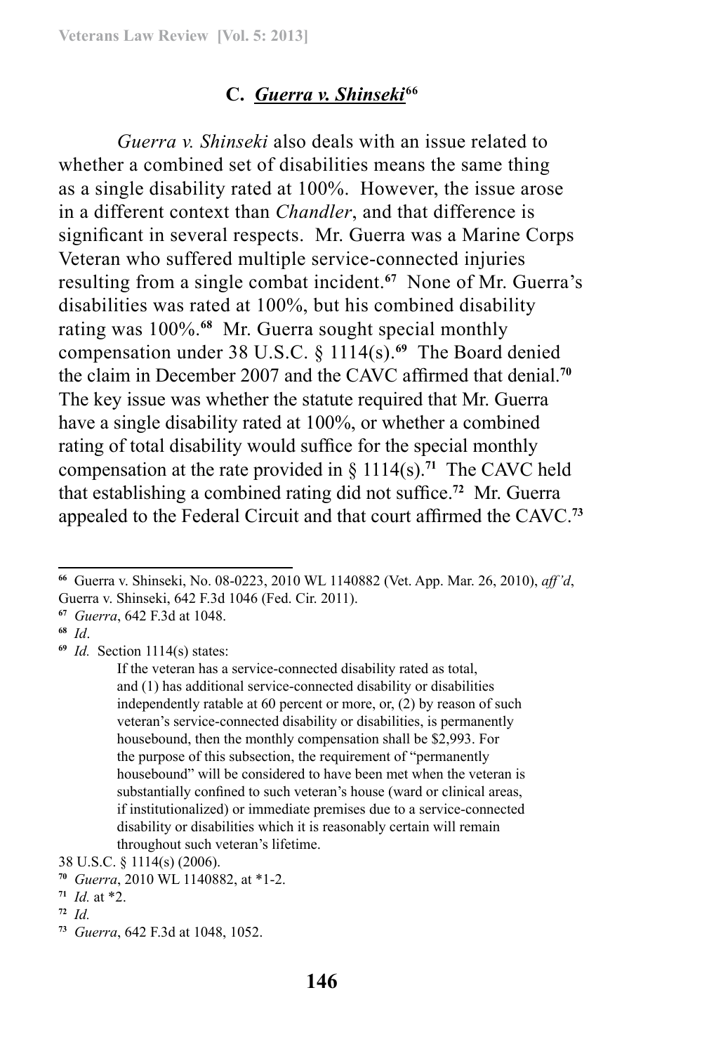### C. *Guerra v. Shinseki*[66]

*Guerra v. Shinseki* also deals with an issue related to whether a combined set of disabilities means the same thing as a single disability rated at 100%. However, the issue arose in a different context than *Chandler*, and that difference is significant in several respects. Mr. Guerra was a Marine Corps Veteran who suffered multiple service-connected injuries resulting from a single combat incident.[67] None of Mr. Guerra's disabilities was rated at 100%, but his combined disability rating was 100%.[68] Mr. Guerra sought special monthly compensation under 38 U.S.C. § 1114(s).[69] The Board denied the claim in December 2007 and the CAVC affirmed that denial.[70] The key issue was whether the statute required that Mr. Guerra have a single disability rated at 100%, or whether a combined rating of total disability would suffice for the special monthly compensation at the rate provided in § 1114(s).[71] The CAVC held that establishing a combined rating did not suffice.[72] Mr. Guerra appealed to the Federal Circuit and that court affirmed the CAVC.[73]

---

[66] Guerra v. Shinseki, No. 08-0223, 2010 WL 1140882 (Vet. App. Mar. 26, 2010), *aff'd*, Guerra v. Shinseki, 642 F.3d 1046 (Fed. Cir. 2011).

[67] *Guerra*, 642 F.3d at 1048.

[68] *Id*.

[69] *Id.* Section 1114(s) states:

> If the veteran has a service-connected disability rated as total, and (1) has additional service-connected disability or disabilities independently ratable at 60 percent or more, or, (2) by reason of such veteran's service-connected disability or disabilities, is permanently housebound, then the monthly compensation shall be $2,993. For the purpose of this subsection, the requirement of "permanently housebound" will be considered to have been met when the veteran is substantially confined to such veteran's house (ward or clinical areas, if institutionalized) or immediate premises due to a service-connected disability or disabilities which it is reasonably certain will remain throughout such veteran's lifetime.

38 U.S.C. § 1114(s) (2006).

[70] *Guerra*, 2010 WL 1140882, at *1-2.

[71] *Id.* at *2.

[72] *Id.*

[73] *Guerra*, 642 F.3d at 1048, 1052.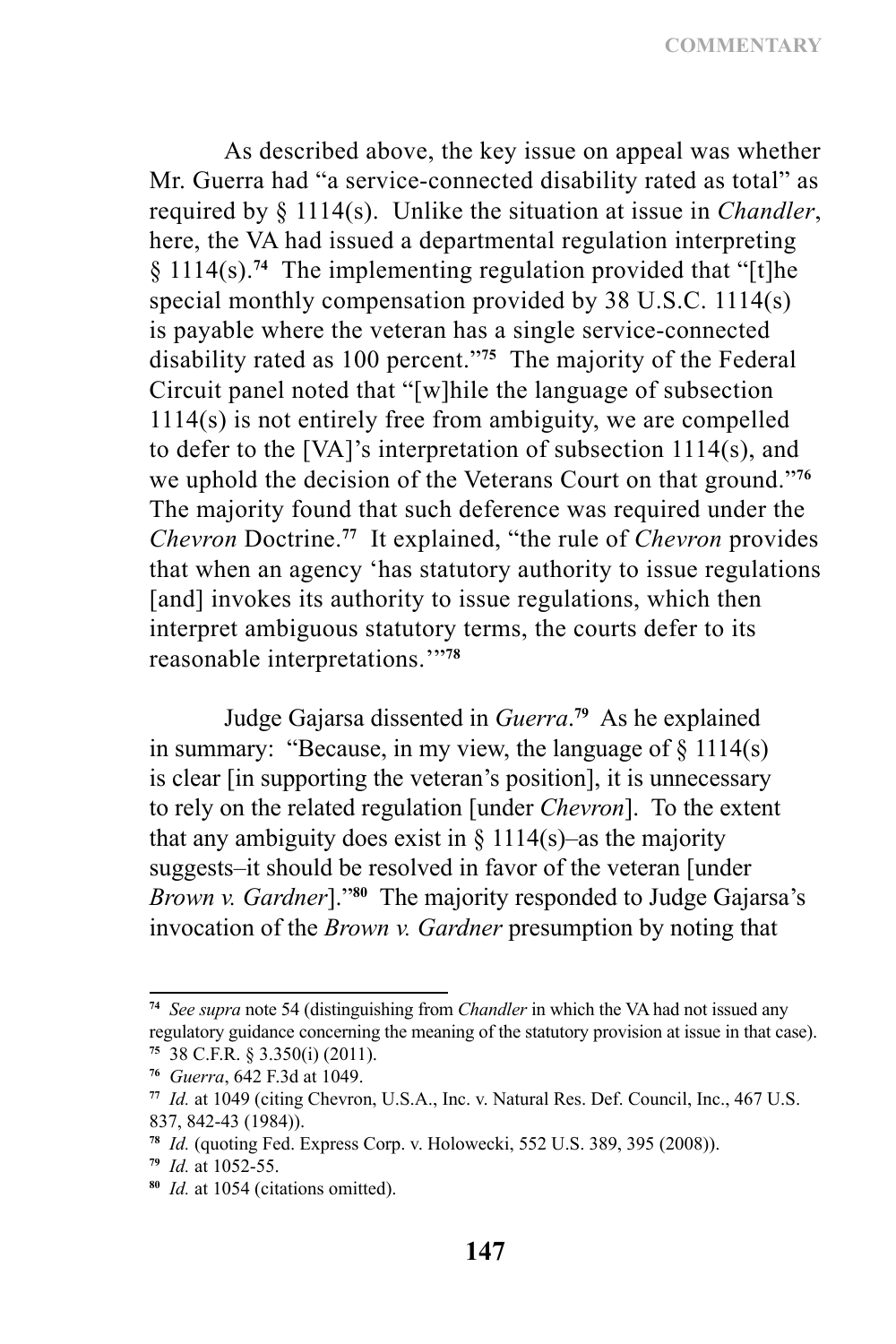As described above, the key issue on appeal was whether Mr. Guerra had "a service-connected disability rated as total" as required by § 1114(s). Unlike the situation at issue in *Chandler*, here, the VA had issued a departmental regulation interpreting § 1114(s).[74] The implementing regulation provided that "[t]he special monthly compensation provided by 38 U.S.C. 1114(s) is payable where the veteran has a single service-connected disability rated as 100 percent."[75] The majority of the Federal Circuit panel noted that "[w]hile the language of subsection 1114(s) is not entirely free from ambiguity, we are compelled to defer to the [VA]'s interpretation of subsection 1114(s), and we uphold the decision of the Veterans Court on that ground."[76] The majority found that such deference was required under the *Chevron* Doctrine.[77] It explained, "the rule of *Chevron* provides that when an agency 'has statutory authority to issue regulations [and] invokes its authority to issue regulations, which then interpret ambiguous statutory terms, the courts defer to its reasonable interpretations.'"[78]

Judge Gajarsa dissented in *Guerra*.[79] As he explained in summary: "Because, in my view, the language of § 1114(s) is clear [in supporting the veteran's position], it is unnecessary to rely on the related regulation [under *Chevron*]. To the extent that any ambiguity does exist in § 1114(s)–as the majority suggests–it should be resolved in favor of the veteran [under *Brown v. Gardner*]."[80] The majority responded to Judge Gajarsa's invocation of the *Brown v. Gardner* presumption by noting that

---

[74] *See supra* note 54 (distinguishing from *Chandler* in which the VA had not issued any regulatory guidance concerning the meaning of the statutory provision at issue in that case).

[75] 38 C.F.R. § 3.350(i) (2011).

[76] *Guerra*, 642 F.3d at 1049.

[77] *Id.* at 1049 (citing Chevron, U.S.A., Inc. v. Natural Res. Def. Council, Inc., 467 U.S. 837, 842-43 (1984)).

[78] *Id.* (quoting Fed. Express Corp. v. Holowecki, 552 U.S. 389, 395 (2008)).

[79] *Id.* at 1052-55.

[80] *Id.* at 1054 (citations omitted).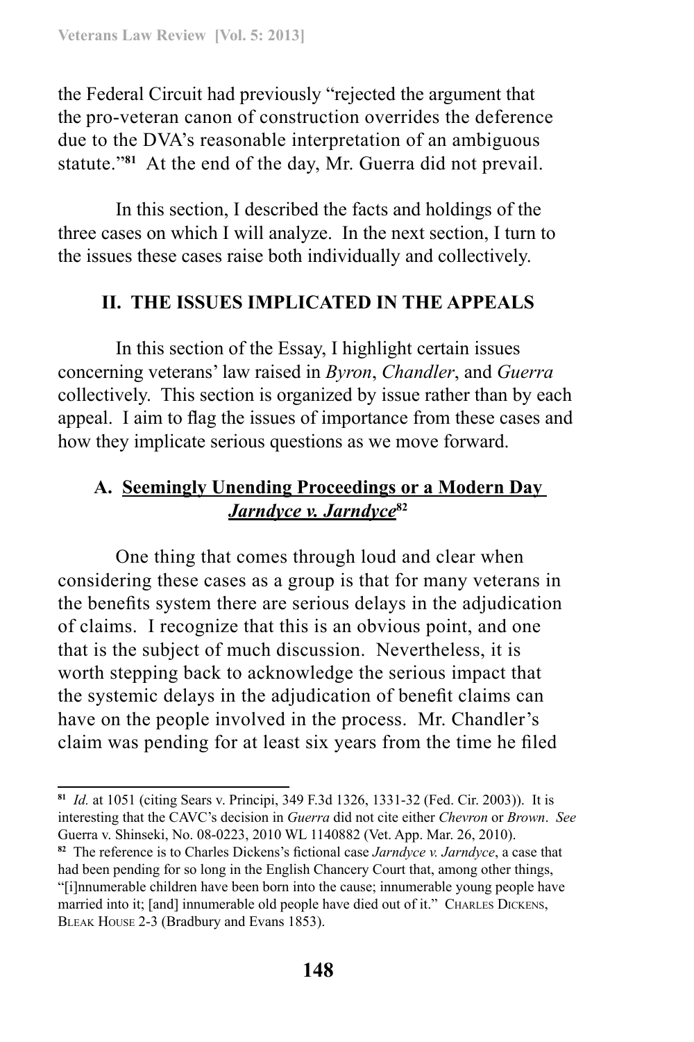the Federal Circuit had previously "rejected the argument that the pro-veteran canon of construction overrides the deference due to the DVA's reasonable interpretation of an ambiguous statute."[81] At the end of the day, Mr. Guerra did not prevail.

In this section, I described the facts and holdings of the three cases on which I will analyze. In the next section, I turn to the issues these cases raise both individually and collectively.

## II. THE ISSUES IMPLICATED IN THE APPEALS

In this section of the Essay, I highlight certain issues concerning veterans' law raised in *Byron*, *Chandler*, and *Guerra* collectively. This section is organized by issue rather than by each appeal. I aim to flag the issues of importance from these cases and how they implicate serious questions as we move forward.

### A. Seemingly Unending Proceedings or a Modern Day *Jarndyce v. Jarndyce*[82]

One thing that comes through loud and clear when considering these cases as a group is that for many veterans in the benefits system there are serious delays in the adjudication of claims. I recognize that this is an obvious point, and one that is the subject of much discussion. Nevertheless, it is worth stepping back to acknowledge the serious impact that the systemic delays in the adjudication of benefit claims can have on the people involved in the process. Mr. Chandler's claim was pending for at least six years from the time he filed

---

[81] *Id.* at 1051 (citing Sears v. Principi, 349 F.3d 1326, 1331-32 (Fed. Cir. 2003)). It is interesting that the CAVC's decision in *Guerra* did not cite either *Chevron* or *Brown*. *See* Guerra v. Shinseki, No. 08-0223, 2010 WL 1140882 (Vet. App. Mar. 26, 2010).

[82] The reference is to Charles Dickens's fictional case *Jarndyce v. Jarndyce*, a case that had been pending for so long in the English Chancery Court that, among other things, "[i]nnumerable children have been born into the cause; innumerable young people have married into it; [and] innumerable old people have died out of it." Charles Dickens, Bleak House 2-3 (Bradbury and Evans 1853).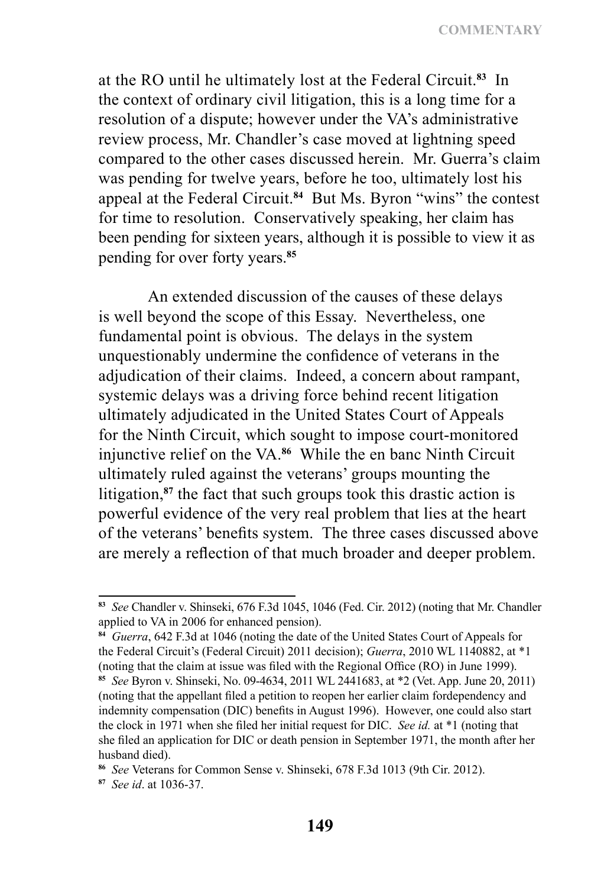at the RO until he ultimately lost at the Federal Circuit.[83] In the context of ordinary civil litigation, this is a long time for a resolution of a dispute; however under the VA's administrative review process, Mr. Chandler's case moved at lightning speed compared to the other cases discussed herein. Mr. Guerra's claim was pending for twelve years, before he too, ultimately lost his appeal at the Federal Circuit.[84] But Ms. Byron "wins" the contest for time to resolution. Conservatively speaking, her claim has been pending for sixteen years, although it is possible to view it as pending for over forty years.[85]

An extended discussion of the causes of these delays is well beyond the scope of this Essay. Nevertheless, one fundamental point is obvious. The delays in the system unquestionably undermine the confidence of veterans in the adjudication of their claims. Indeed, a concern about rampant, systemic delays was a driving force behind recent litigation ultimately adjudicated in the United States Court of Appeals for the Ninth Circuit, which sought to impose court-monitored injunctive relief on the VA.[86] While the en banc Ninth Circuit ultimately ruled against the veterans' groups mounting the litigation,[87] the fact that such groups took this drastic action is powerful evidence of the very real problem that lies at the heart of the veterans' benefits system. The three cases discussed above are merely a reflection of that much broader and deeper problem.

---

[83] *See* Chandler v. Shinseki, 676 F.3d 1045, 1046 (Fed. Cir. 2012) (noting that Mr. Chandler applied to VA in 2006 for enhanced pension).

[84] *Guerra*, 642 F.3d at 1046 (noting the date of the United States Court of Appeals for the Federal Circuit's (Federal Circuit) 2011 decision); *Guerra*, 2010 WL 1140882, at *1 (noting that the claim at issue was filed with the Regional Office (RO) in June 1999).

[85] *See* Byron v. Shinseki, No. 09-4634, 2011 WL 2441683, at *2 (Vet. App. June 20, 2011) (noting that the appellant filed a petition to reopen her earlier claim fordependency and indemnity compensation (DIC) benefits in August 1996). However, one could also start the clock in 1971 when she filed her initial request for DIC. *See id.* at *1 (noting that she filed an application for DIC or death pension in September 1971, the month after her husband died).

[86] *See* Veterans for Common Sense v. Shinseki, 678 F.3d 1013 (9th Cir. 2012).

[87] *See id*. at 1036-37.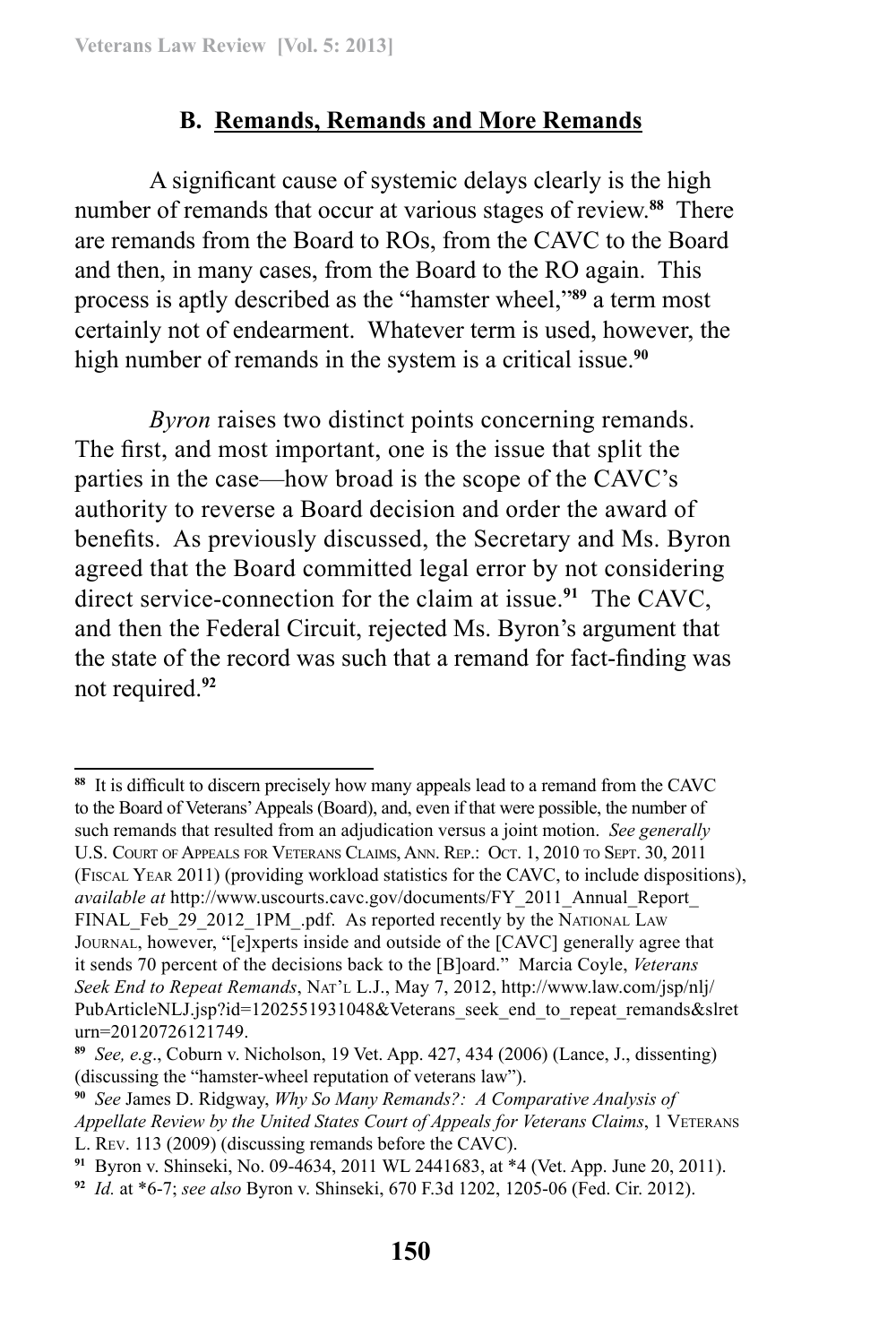### B. **Remands, Remands and More Remands**

A significant cause of systemic delays clearly is the high number of remands that occur at various stages of review.[88] There are remands from the Board to ROs, from the CAVC to the Board and then, in many cases, from the Board to the RO again. This process is aptly described as the "hamster wheel,"[89] a term most certainly not of endearment. Whatever term is used, however, the high number of remands in the system is a critical issue.[90]

*Byron* raises two distinct points concerning remands. The first, and most important, one is the issue that split the parties in the case—how broad is the scope of the CAVC's authority to reverse a Board decision and order the award of benefits. As previously discussed, the Secretary and Ms. Byron agreed that the Board committed legal error by not considering direct service-connection for the claim at issue.[91] The CAVC, and then the Federal Circuit, rejected Ms. Byron's argument that the state of the record was such that a remand for fact-finding was not required.[92]

---

[88] It is difficult to discern precisely how many appeals lead to a remand from the CAVC to the Board of Veterans' Appeals (Board), and, even if that were possible, the number of such remands that resulted from an adjudication versus a joint motion. *See generally* U.S. Court of Appeals for Veterans Claims, Ann. Rep.: Oct. 1, 2010 to Sept. 30, 2011 (Fiscal Year 2011) (providing workload statistics for the CAVC, to include dispositions), *available at* http://www.uscourts.cavc.gov/documents/FY_2011_Annual_Report_FINAL_Feb_29_2012_1PM_.pdf. As reported recently by the National Law Journal, however, "[e]xperts inside and outside of the [CAVC] generally agree that it sends 70 percent of the decisions back to the [B]oard." Marcia Coyle, *Veterans Seek End to Repeat Remands*, Nat'l L.J., May 7, 2012, http://www.law.com/jsp/nlj/PubArticleNLJ.jsp?id=1202551931048&Veterans_seek_end_to_repeat_remands&slreturn=20120726121749.

[89] *See, e.g*., Coburn v. Nicholson, 19 Vet. App. 427, 434 (2006) (Lance, J., dissenting) (discussing the "hamster-wheel reputation of veterans law").

[90] *See* James D. Ridgway, *Why So Many Remands?: A Comparative Analysis of Appellate Review by the United States Court of Appeals for Veterans Claims*, 1 Veterans L. Rev. 113 (2009) (discussing remands before the CAVC).

[91] Byron v. Shinseki, No. 09-4634, 2011 WL 2441683, at *4 (Vet. App. June 20, 2011).

[92] *Id.* at *6-7; *see also* Byron v. Shinseki, 670 F.3d 1202, 1205-06 (Fed. Cir. 2012).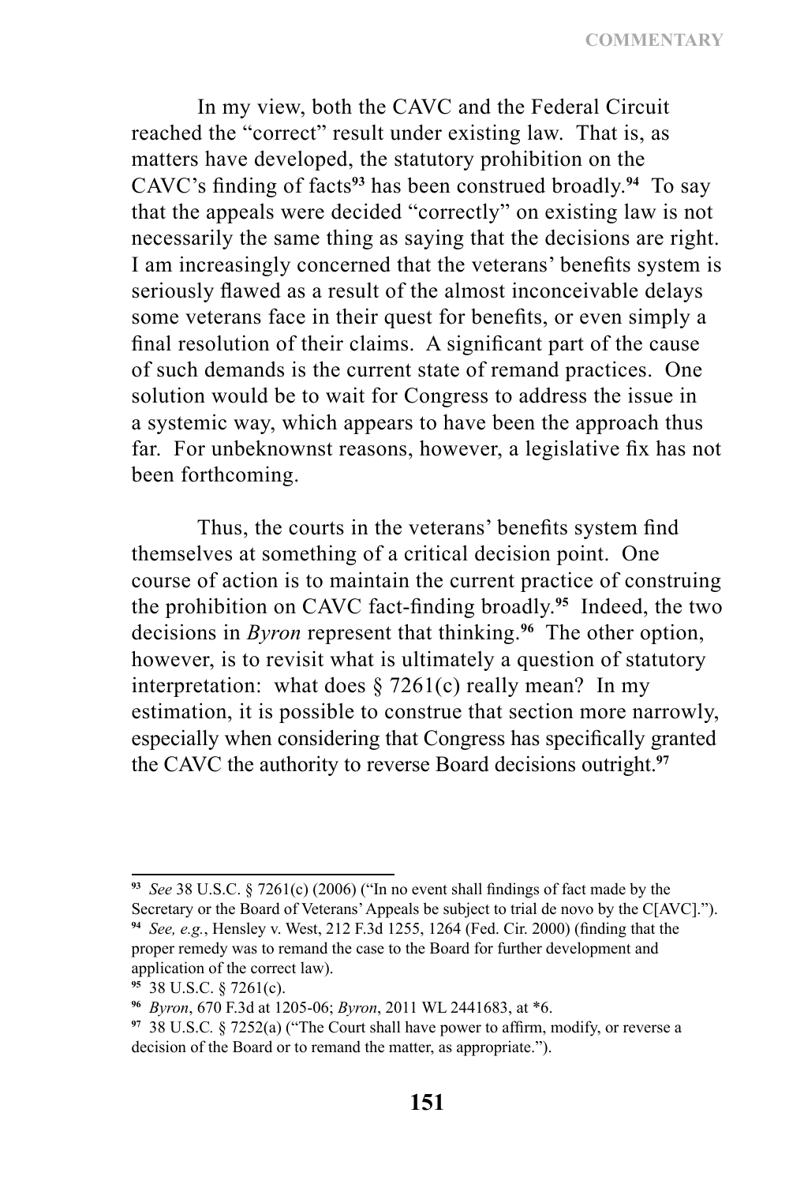In my view, both the CAVC and the Federal Circuit reached the "correct" result under existing law. That is, as matters have developed, the statutory prohibition on the CAVC's finding of facts[93] has been construed broadly.[94] To say that the appeals were decided "correctly" on existing law is not necessarily the same thing as saying that the decisions are right. I am increasingly concerned that the veterans' benefits system is seriously flawed as a result of the almost inconceivable delays some veterans face in their quest for benefits, or even simply a final resolution of their claims. A significant part of the cause of such demands is the current state of remand practices. One solution would be to wait for Congress to address the issue in a systemic way, which appears to have been the approach thus far. For unbeknownst reasons, however, a legislative fix has not been forthcoming.

Thus, the courts in the veterans' benefits system find themselves at something of a critical decision point. One course of action is to maintain the current practice of construing the prohibition on CAVC fact-finding broadly.[95] Indeed, the two decisions in *Byron* represent that thinking.[96] The other option, however, is to revisit what is ultimately a question of statutory interpretation: what does § 7261(c) really mean? In my estimation, it is possible to construe that section more narrowly, especially when considering that Congress has specifically granted the CAVC the authority to reverse Board decisions outright.[97]

---

[93] *See* 38 U.S.C. § 7261(c) (2006) ("In no event shall findings of fact made by the Secretary or the Board of Veterans' Appeals be subject to trial de novo by the C[AVC].").

[94] *See, e.g.*, Hensley v. West, 212 F.3d 1255, 1264 (Fed. Cir. 2000) (finding that the proper remedy was to remand the case to the Board for further development and application of the correct law).

[95] 38 U.S.C. § 7261(c).

[96] *Byron*, 670 F.3d at 1205-06; *Byron*, 2011 WL 2441683, at *6.

[97] 38 U.S.C. § 7252(a) ("The Court shall have power to affirm, modify, or reverse a decision of the Board or to remand the matter, as appropriate.").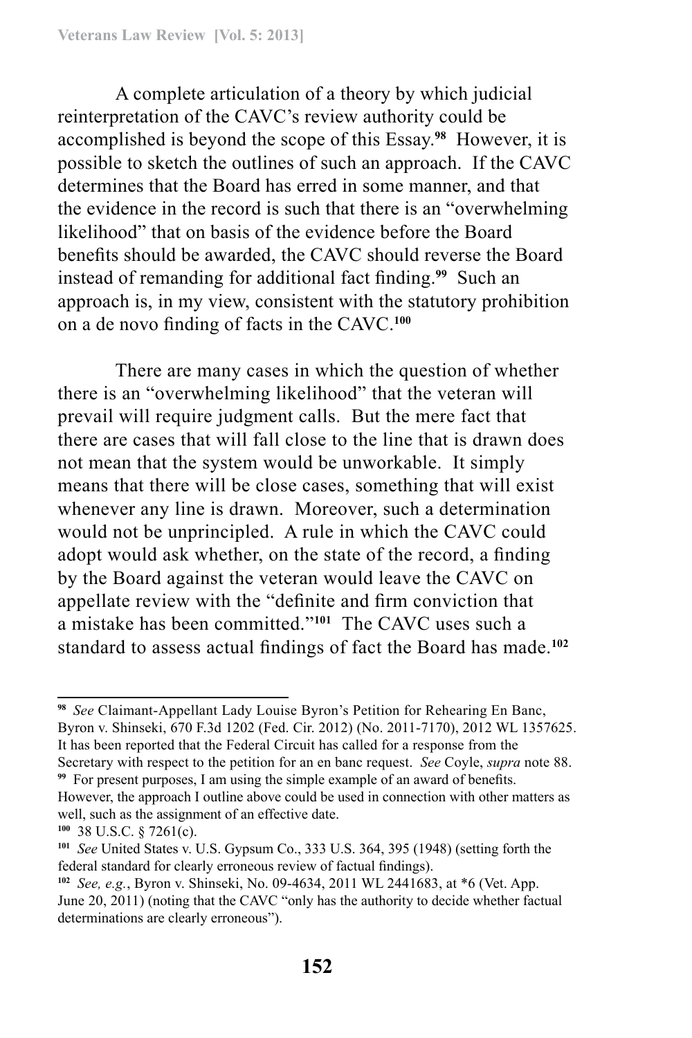A complete articulation of a theory by which judicial reinterpretation of the CAVC's review authority could be accomplished is beyond the scope of this Essay.[98] However, it is possible to sketch the outlines of such an approach. If the CAVC determines that the Board has erred in some manner, and that the evidence in the record is such that there is an "overwhelming likelihood" that on basis of the evidence before the Board benefits should be awarded, the CAVC should reverse the Board instead of remanding for additional fact finding.[99] Such an approach is, in my view, consistent with the statutory prohibition on a de novo finding of facts in the CAVC.[100]

There are many cases in which the question of whether there is an "overwhelming likelihood" that the veteran will prevail will require judgment calls. But the mere fact that there are cases that will fall close to the line that is drawn does not mean that the system would be unworkable. It simply means that there will be close cases, something that will exist whenever any line is drawn. Moreover, such a determination would not be unprincipled. A rule in which the CAVC could adopt would ask whether, on the state of the record, a finding by the Board against the veteran would leave the CAVC on appellate review with the "definite and firm conviction that a mistake has been committed."[101] The CAVC uses such a standard to assess actual findings of fact the Board has made.[102]

---

[98] *See* Claimant-Appellant Lady Louise Byron's Petition for Rehearing En Banc, Byron v. Shinseki, 670 F.3d 1202 (Fed. Cir. 2012) (No. 2011-7170), 2012 WL 1357625. It has been reported that the Federal Circuit has called for a response from the Secretary with respect to the petition for an en banc request. *See* Coyle, *supra* note 88.

[99] For present purposes, I am using the simple example of an award of benefits. However, the approach I outline above could be used in connection with other matters as well, such as the assignment of an effective date.

[100] 38 U.S.C. § 7261(c).

[101] *See* United States v. U.S. Gypsum Co., 333 U.S. 364, 395 (1948) (setting forth the federal standard for clearly erroneous review of factual findings).

[102] *See, e.g.*, Byron v. Shinseki, No. 09-4634, 2011 WL 2441683, at *6 (Vet. App. June 20, 2011) (noting that the CAVC "only has the authority to decide whether factual determinations are clearly erroneous").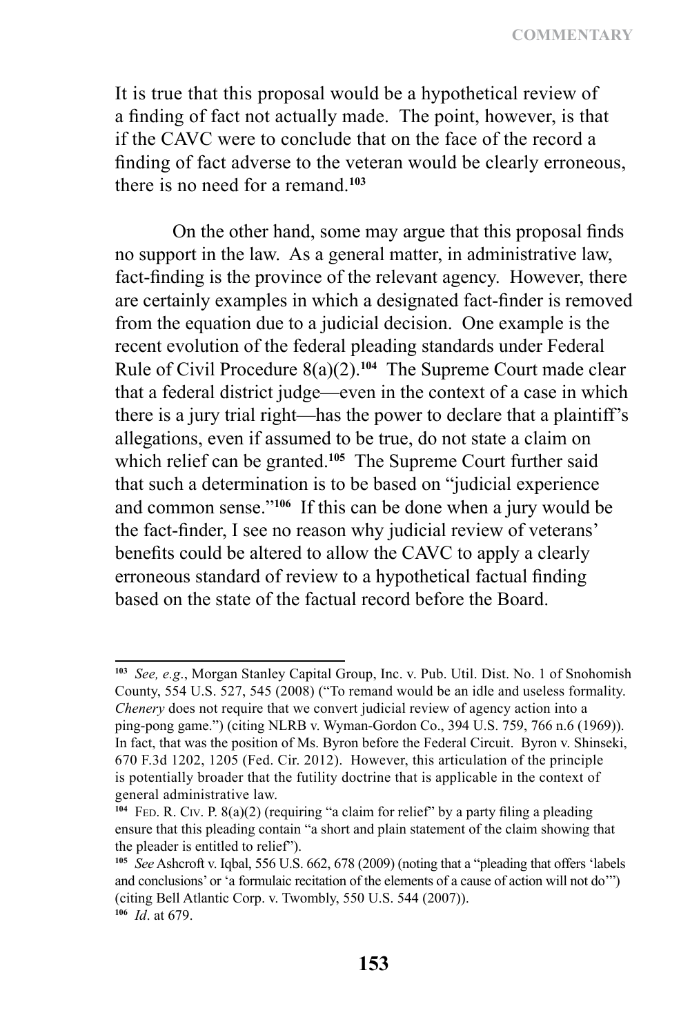It is true that this proposal would be a hypothetical review of a finding of fact not actually made. The point, however, is that if the CAVC were to conclude that on the face of the record a finding of fact adverse to the veteran would be clearly erroneous, there is no need for a remand.[103]

On the other hand, some may argue that this proposal finds no support in the law. As a general matter, in administrative law, fact-finding is the province of the relevant agency. However, there are certainly examples in which a designated fact-finder is removed from the equation due to a judicial decision. One example is the recent evolution of the federal pleading standards under Federal Rule of Civil Procedure 8(a)(2).[104] The Supreme Court made clear that a federal district judge—even in the context of a case in which there is a jury trial right—has the power to declare that a plaintiff's allegations, even if assumed to be true, do not state a claim on which relief can be granted.[105] The Supreme Court further said that such a determination is to be based on "judicial experience and common sense."[106] If this can be done when a jury would be the fact-finder, I see no reason why judicial review of veterans' benefits could be altered to allow the CAVC to apply a clearly erroneous standard of review to a hypothetical factual finding based on the state of the factual record before the Board.

---

[103] *See, e.g*., Morgan Stanley Capital Group, Inc. v. Pub. Util. Dist. No. 1 of Snohomish County, 554 U.S. 527, 545 (2008) ("To remand would be an idle and useless formality. *Chenery* does not require that we convert judicial review of agency action into a ping-pong game.") (citing NLRB v. Wyman-Gordon Co., 394 U.S. 759, 766 n.6 (1969)). In fact, that was the position of Ms. Byron before the Federal Circuit. Byron v. Shinseki, 670 F.3d 1202, 1205 (Fed. Cir. 2012). However, this articulation of the principle is potentially broader that the futility doctrine that is applicable in the context of general administrative law.

[104] Fed. R. Civ. P. 8(a)(2) (requiring "a claim for relief" by a party filing a pleading ensure that this pleading contain "a short and plain statement of the claim showing that the pleader is entitled to relief").

[105] *See* Ashcroft v. Iqbal, 556 U.S. 662, 678 (2009) (noting that a "pleading that offers 'labels and conclusions' or 'a formulaic recitation of the elements of a cause of action will not do'") (citing Bell Atlantic Corp. v. Twombly, 550 U.S. 544 (2007)).

[106] *Id*. at 679.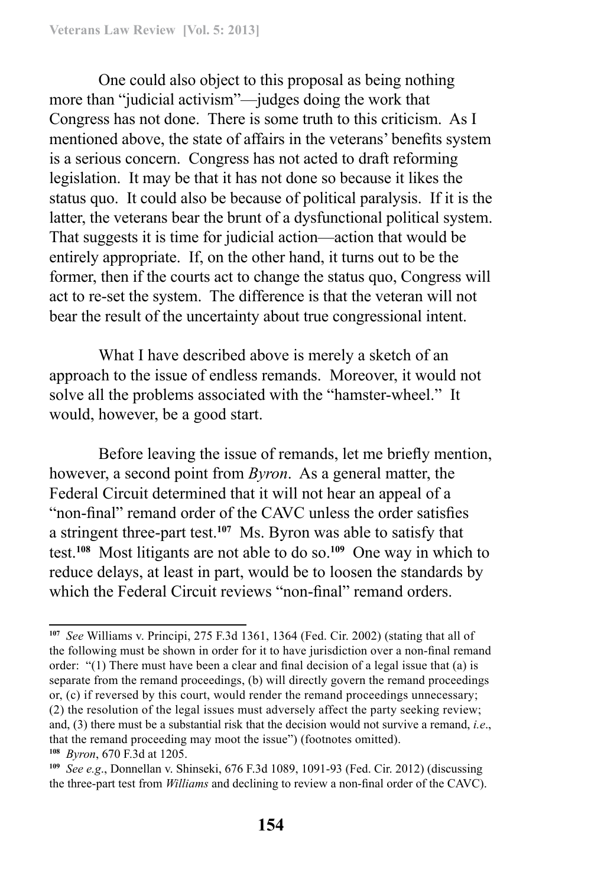One could also object to this proposal as being nothing more than "judicial activism"—judges doing the work that Congress has not done. There is some truth to this criticism. As I mentioned above, the state of affairs in the veterans' benefits system is a serious concern. Congress has not acted to draft reforming legislation. It may be that it has not done so because it likes the status quo. It could also be because of political paralysis. If it is the latter, the veterans bear the brunt of a dysfunctional political system. That suggests it is time for judicial action—action that would be entirely appropriate. If, on the other hand, it turns out to be the former, then if the courts act to change the status quo, Congress will act to re-set the system. The difference is that the veteran will not bear the result of the uncertainty about true congressional intent.

What I have described above is merely a sketch of an approach to the issue of endless remands. Moreover, it would not solve all the problems associated with the "hamster-wheel." It would, however, be a good start.

Before leaving the issue of remands, let me briefly mention, however, a second point from *Byron*. As a general matter, the Federal Circuit determined that it will not hear an appeal of a "non-final" remand order of the CAVC unless the order satisfies a stringent three-part test.[107] Ms. Byron was able to satisfy that test.[108] Most litigants are not able to do so.[109] One way in which to reduce delays, at least in part, would be to loosen the standards by which the Federal Circuit reviews "non-final" remand orders.

---

[107] *See* Williams v. Principi, 275 F.3d 1361, 1364 (Fed. Cir. 2002) (stating that all of the following must be shown in order for it to have jurisdiction over a non-final remand order: "(1) There must have been a clear and final decision of a legal issue that (a) is separate from the remand proceedings, (b) will directly govern the remand proceedings or, (c) if reversed by this court, would render the remand proceedings unnecessary; (2) the resolution of the legal issues must adversely affect the party seeking review; and, (3) there must be a substantial risk that the decision would not survive a remand, *i.e*., that the remand proceeding may moot the issue") (footnotes omitted).

[108] *Byron*, 670 F.3d at 1205.

[109] *See e.g*., Donnellan v. Shinseki, 676 F.3d 1089, 1091-93 (Fed. Cir. 2012) (discussing the three-part test from *Williams* and declining to review a non-final order of the CAVC).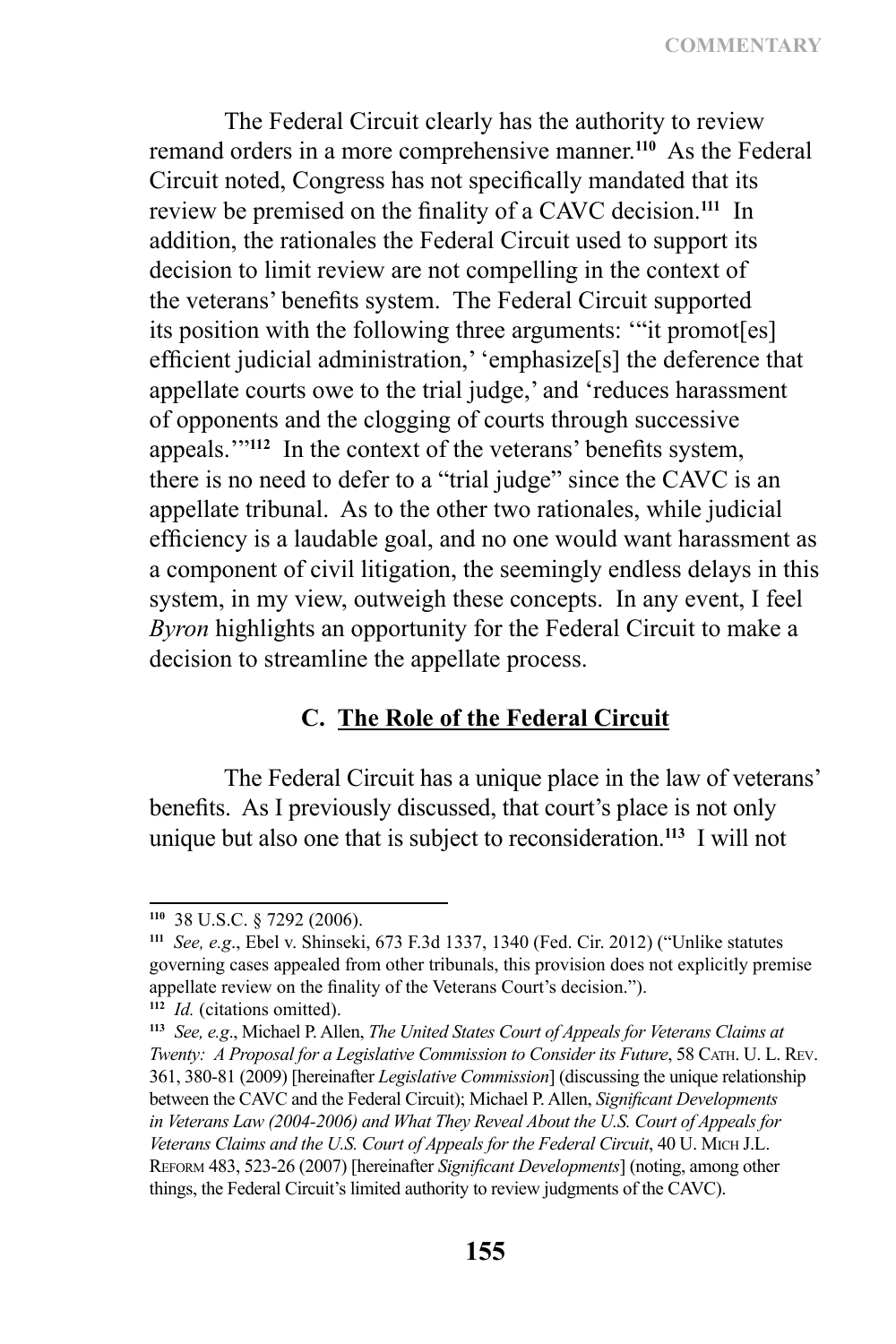The Federal Circuit clearly has the authority to review remand orders in a more comprehensive manner.[110] As the Federal Circuit noted, Congress has not specifically mandated that its review be premised on the finality of a CAVC decision.[111] In addition, the rationales the Federal Circuit used to support its decision to limit review are not compelling in the context of the veterans' benefits system. The Federal Circuit supported its position with the following three arguments: '"it promot[es] efficient judicial administration,' 'emphasize[s] the deference that appellate courts owe to the trial judge,' and 'reduces harassment of opponents and the clogging of courts through successive appeals.'"[112] In the context of the veterans' benefits system, there is no need to defer to a "trial judge" since the CAVC is an appellate tribunal. As to the other two rationales, while judicial efficiency is a laudable goal, and no one would want harassment as a component of civil litigation, the seemingly endless delays in this system, in my view, outweigh these concepts. In any event, I feel *Byron* highlights an opportunity for the Federal Circuit to make a decision to streamline the appellate process.

### C. The Role of the Federal Circuit

The Federal Circuit has a unique place in the law of veterans' benefits. As I previously discussed, that court's place is not only unique but also one that is subject to reconsideration.[113] I will not

---

[110] 38 U.S.C. § 7292 (2006).

[111] *See, e.g*., Ebel v. Shinseki, 673 F.3d 1337, 1340 (Fed. Cir. 2012) ("Unlike statutes governing cases appealed from other tribunals, this provision does not explicitly premise appellate review on the finality of the Veterans Court's decision.").

[112] *Id.* (citations omitted).

[113] *See, e.g*., Michael P. Allen, *The United States Court of Appeals for Veterans Claims at Twenty: A Proposal for a Legislative Commission to Consider its Future*, 58 Cath. U. L. Rev. 361, 380-81 (2009) [hereinafter *Legislative Commission*] (discussing the unique relationship between the CAVC and the Federal Circuit); Michael P. Allen, *Significant Developments in Veterans Law (2004-2006) and What They Reveal About the U.S. Court of Appeals for Veterans Claims and the U.S. Court of Appeals for the Federal Circuit*, 40 U. Mich J.L. Reform 483, 523-26 (2007) [hereinafter *Significant Developments*] (noting, among other things, the Federal Circuit's limited authority to review judgments of the CAVC).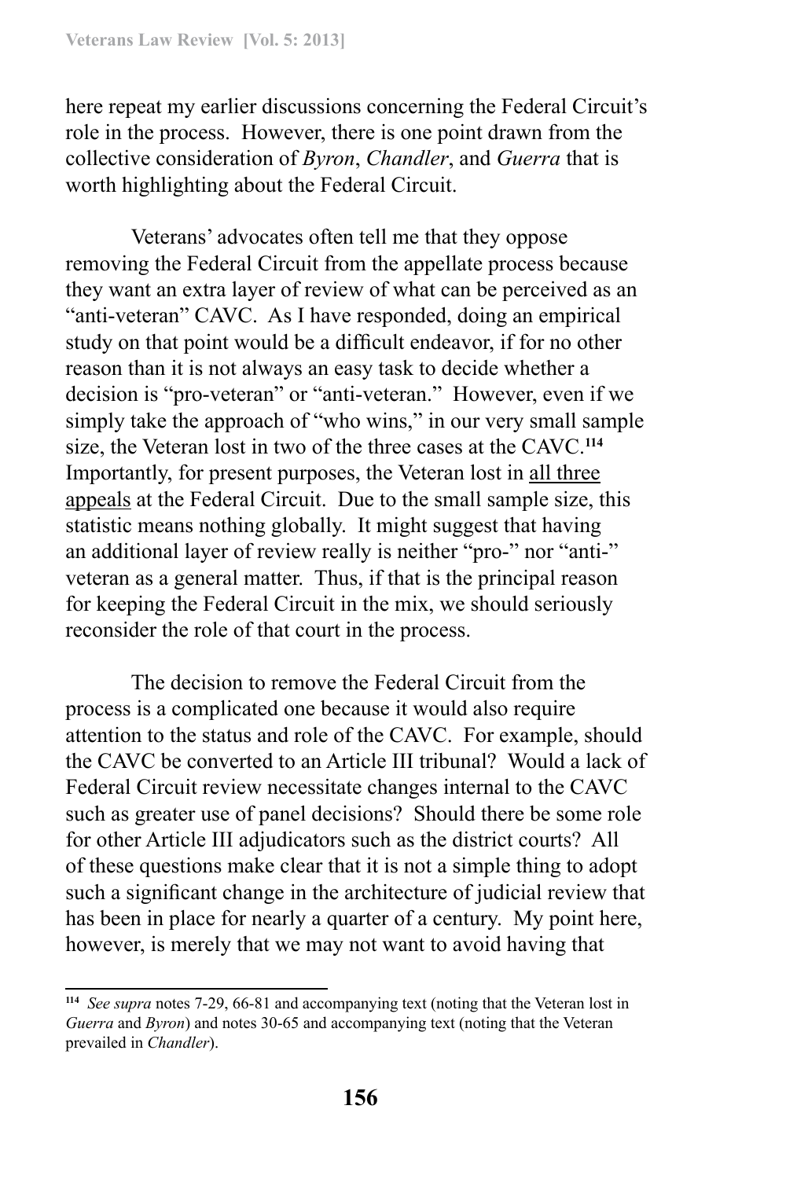here repeat my earlier discussions concerning the Federal Circuit's role in the process. However, there is one point drawn from the collective consideration of *Byron*, *Chandler*, and *Guerra* that is worth highlighting about the Federal Circuit.

Veterans' advocates often tell me that they oppose removing the Federal Circuit from the appellate process because they want an extra layer of review of what can be perceived as an "anti-veteran" CAVC. As I have responded, doing an empirical study on that point would be a difficult endeavor, if for no other reason than it is not always an easy task to decide whether a decision is "pro-veteran" or "anti-veteran." However, even if we simply take the approach of "who wins," in our very small sample size, the Veteran lost in two of the three cases at the CAVC.[114] Importantly, for present purposes, the Veteran lost in <u>all three appeals</u> at the Federal Circuit. Due to the small sample size, this statistic means nothing globally. It might suggest that having an additional layer of review really is neither "pro-" nor "anti-" veteran as a general matter. Thus, if that is the principal reason for keeping the Federal Circuit in the mix, we should seriously reconsider the role of that court in the process.

The decision to remove the Federal Circuit from the process is a complicated one because it would also require attention to the status and role of the CAVC. For example, should the CAVC be converted to an Article III tribunal? Would a lack of Federal Circuit review necessitate changes internal to the CAVC such as greater use of panel decisions? Should there be some role for other Article III adjudicators such as the district courts? All of these questions make clear that it is not a simple thing to adopt such a significant change in the architecture of judicial review that has been in place for nearly a quarter of a century. My point here, however, is merely that we may not want to avoid having that

---

[114] *See supra* notes 7-29, 66-81 and accompanying text (noting that the Veteran lost in *Guerra* and *Byron*) and notes 30-65 and accompanying text (noting that the Veteran prevailed in *Chandler*).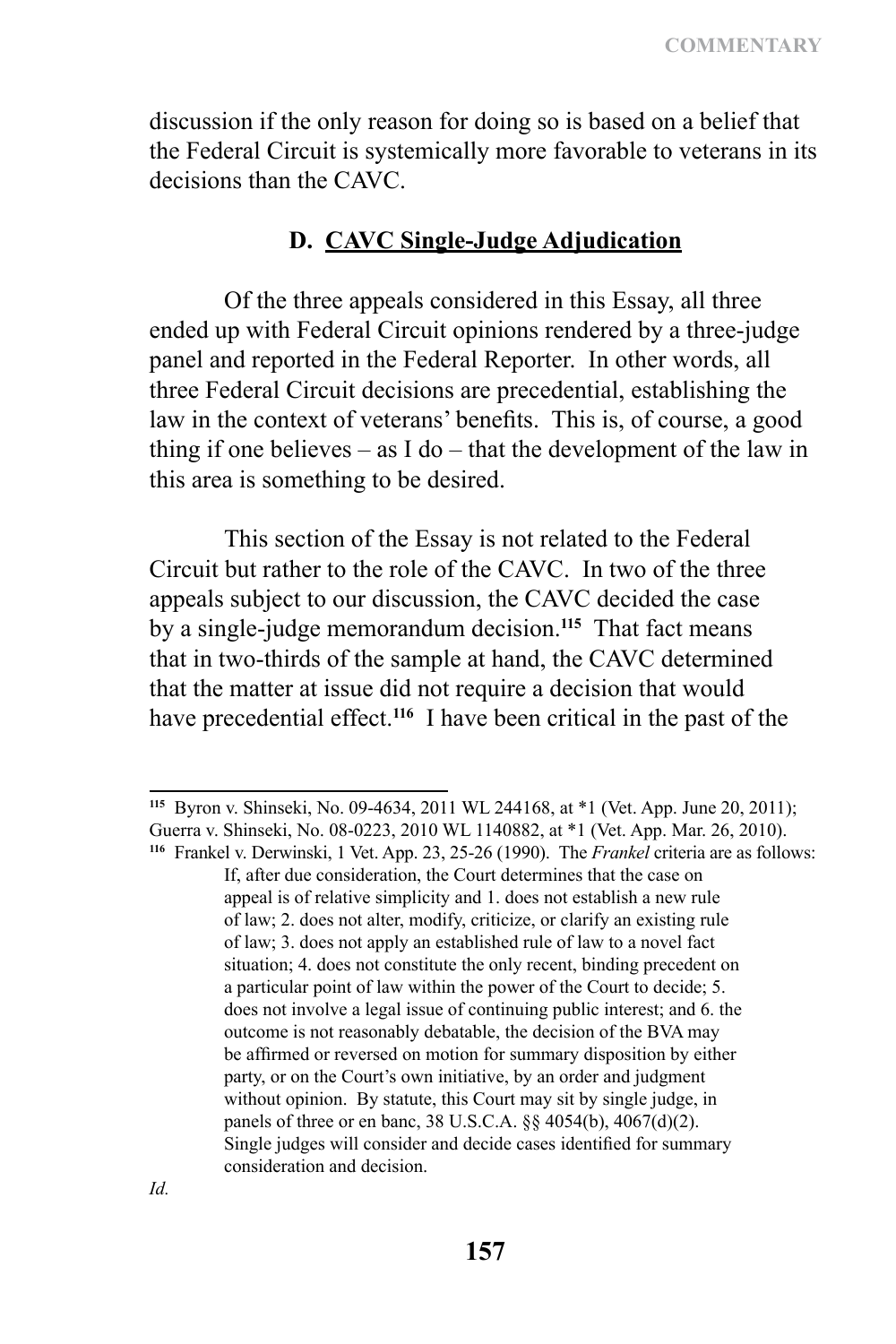discussion if the only reason for doing so is based on a belief that the Federal Circuit is systemically more favorable to veterans in its decisions than the CAVC.

### D. CAVC Single-Judge Adjudication

Of the three appeals considered in this Essay, all three ended up with Federal Circuit opinions rendered by a three-judge panel and reported in the Federal Reporter. In other words, all three Federal Circuit decisions are precedential, establishing the law in the context of veterans' benefits. This is, of course, a good thing if one believes – as I do – that the development of the law in this area is something to be desired.

This section of the Essay is not related to the Federal Circuit but rather to the role of the CAVC. In two of the three appeals subject to our discussion, the CAVC decided the case by a single-judge memorandum decision.[115] That fact means that in two-thirds of the sample at hand, the CAVC determined that the matter at issue did not require a decision that would have precedential effect.[116] I have been critical in the past of the

---

[115] Byron v. Shinseki, No. 09-4634, 2011 WL 244168, at *1 (Vet. App. June 20, 2011); Guerra v. Shinseki, No. 08-0223, 2010 WL 1140882, at *1 (Vet. App. Mar. 26, 2010).

[116] Frankel v. Derwinski, 1 Vet. App. 23, 25-26 (1990). The *Frankel* criteria are as follows:

> If, after due consideration, the Court determines that the case on appeal is of relative simplicity and 1. does not establish a new rule of law; 2. does not alter, modify, criticize, or clarify an existing rule of law; 3. does not apply an established rule of law to a novel fact situation; 4. does not constitute the only recent, binding precedent on a particular point of law within the power of the Court to decide; 5. does not involve a legal issue of continuing public interest; and 6. the outcome is not reasonably debatable, the decision of the BVA may be affirmed or reversed on motion for summary disposition by either party, or on the Court's own initiative, by an order and judgment without opinion. By statute, this Court may sit by single judge, in panels of three or en banc, 38 U.S.C.A. §§ 4054(b), 4067(d)(2). Single judges will consider and decide cases identified for summary consideration and decision.

*Id.*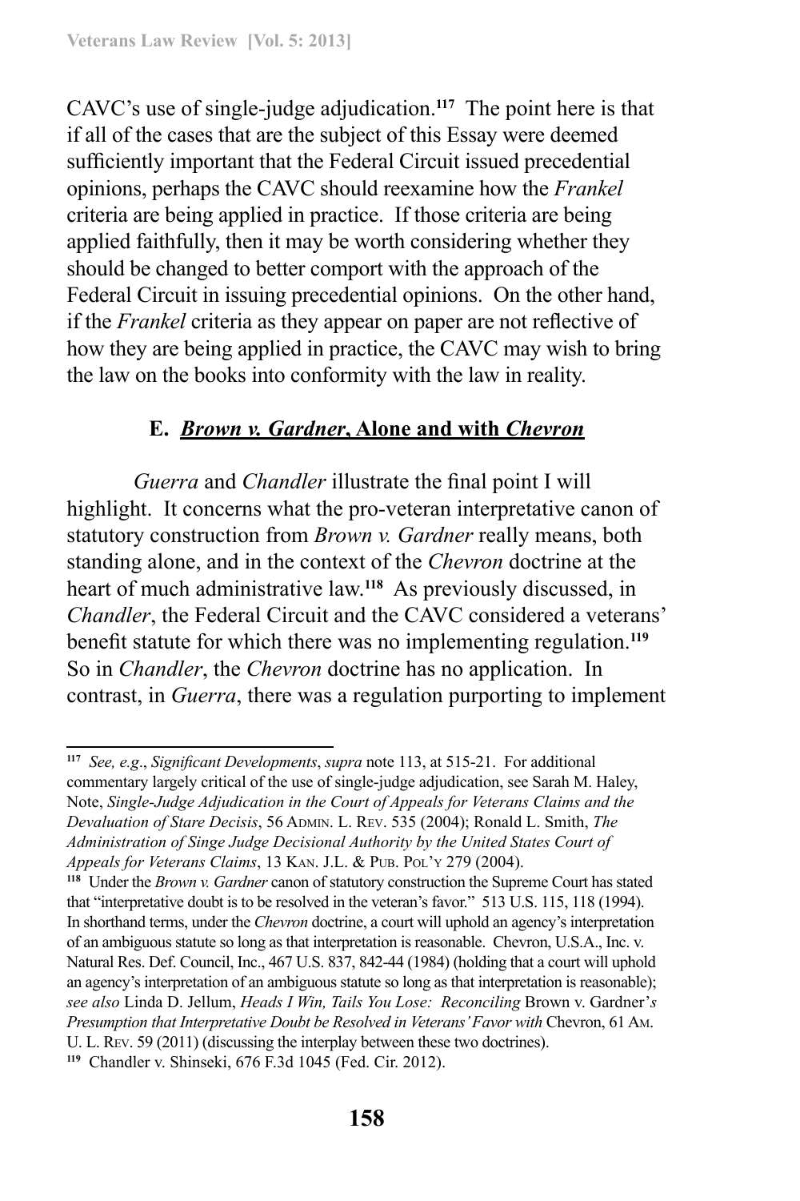CAVC's use of single-judge adjudication.[117] The point here is that if all of the cases that are the subject of this Essay were deemed sufficiently important that the Federal Circuit issued precedential opinions, perhaps the CAVC should reexamine how the *Frankel* criteria are being applied in practice. If those criteria are being applied faithfully, then it may be worth considering whether they should be changed to better comport with the approach of the Federal Circuit in issuing precedential opinions. On the other hand, if the *Frankel* criteria as they appear on paper are not reflective of how they are being applied in practice, the CAVC may wish to bring the law on the books into conformity with the law in reality.

### E. *Brown v. Gardner*, Alone and with *Chevron*

*Guerra* and *Chandler* illustrate the final point I will highlight. It concerns what the pro-veteran interpretative canon of statutory construction from *Brown v. Gardner* really means, both standing alone, and in the context of the *Chevron* doctrine at the heart of much administrative law.[118] As previously discussed, in *Chandler*, the Federal Circuit and the CAVC considered a veterans' benefit statute for which there was no implementing regulation.[119] So in *Chandler*, the *Chevron* doctrine has no application. In contrast, in *Guerra*, there was a regulation purporting to implement

---

[117] *See, e.g.*, *Significant Developments*, *supra* note 113, at 515-21. For additional commentary largely critical of the use of single-judge adjudication, see Sarah M. Haley, Note, *Single-Judge Adjudication in the Court of Appeals for Veterans Claims and the Devaluation of Stare Decisis*, 56 ADMIN. L. REV. 535 (2004); Ronald L. Smith, *The Administration of Singe Judge Decisional Authority by the United States Court of Appeals for Veterans Claims*, 13 KAN. J.L. & PUB. POL'Y 279 (2004).

[118] Under the *Brown v. Gardner* canon of statutory construction the Supreme Court has stated that "interpretative doubt is to be resolved in the veteran's favor." 513 U.S. 115, 118 (1994). In shorthand terms, under the *Chevron* doctrine, a court will uphold an agency's interpretation of an ambiguous statute so long as that interpretation is reasonable. Chevron, U.S.A., Inc. v. Natural Res. Def. Council, Inc., 467 U.S. 837, 842-44 (1984) (holding that a court will uphold an agency's interpretation of an ambiguous statute so long as that interpretation is reasonable); *see also* Linda D. Jellum, *Heads I Win, Tails You Lose: Reconciling* Brown v. Gardner*'s Presumption that Interpretative Doubt be Resolved in Veterans' Favor with* Chevron, 61 AM. U. L. REV. 59 (2011) (discussing the interplay between these two doctrines).

[119] Chandler v. Shinseki, 676 F.3d 1045 (Fed. Cir. 2012).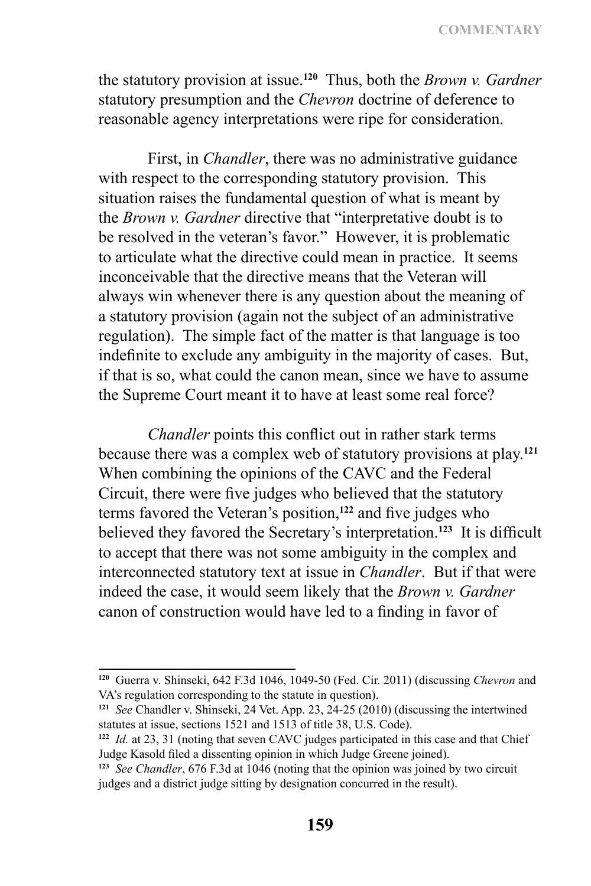the statutory provision at issue.[120] Thus, both the *Brown v. Gardner* statutory presumption and the *Chevron* doctrine of deference to reasonable agency interpretations were ripe for consideration.

First, in *Chandler*, there was no administrative guidance with respect to the corresponding statutory provision. This situation raises the fundamental question of what is meant by the *Brown v. Gardner* directive that "interpretative doubt is to be resolved in the veteran's favor." However, it is problematic to articulate what the directive could mean in practice. It seems inconceivable that the directive means that the Veteran will always win whenever there is any question about the meaning of a statutory provision (again not the subject of an administrative regulation). The simple fact of the matter is that language is too indefinite to exclude any ambiguity in the majority of cases. But, if that is so, what could the canon mean, since we have to assume the Supreme Court meant it to have at least some real force?

*Chandler* points this conflict out in rather stark terms because there was a complex web of statutory provisions at play.[121] When combining the opinions of the CAVC and the Federal Circuit, there were five judges who believed that the statutory terms favored the Veteran's position,[122] and five judges who believed they favored the Secretary's interpretation.[123] It is difficult to accept that there was not some ambiguity in the complex and interconnected statutory text at issue in *Chandler*. But if that were indeed the case, it would seem likely that the *Brown v. Gardner* canon of construction would have led to a finding in favor of

---

[120] Guerra v. Shinseki, 642 F.3d 1046, 1049-50 (Fed. Cir. 2011) (discussing *Chevron* and VA's regulation corresponding to the statute in question).

[121] *See* Chandler v. Shinseki, 24 Vet. App. 23, 24-25 (2010) (discussing the intertwined statutes at issue, sections 1521 and 1513 of title 38, U.S. Code).

[122] *Id.* at 23, 31 (noting that seven CAVC judges participated in this case and that Chief Judge Kasold filed a dissenting opinion in which Judge Greene joined).

[123] *See Chandler*, 676 F.3d at 1046 (noting that the opinion was joined by two circuit judges and a district judge sitting by designation concurred in the result).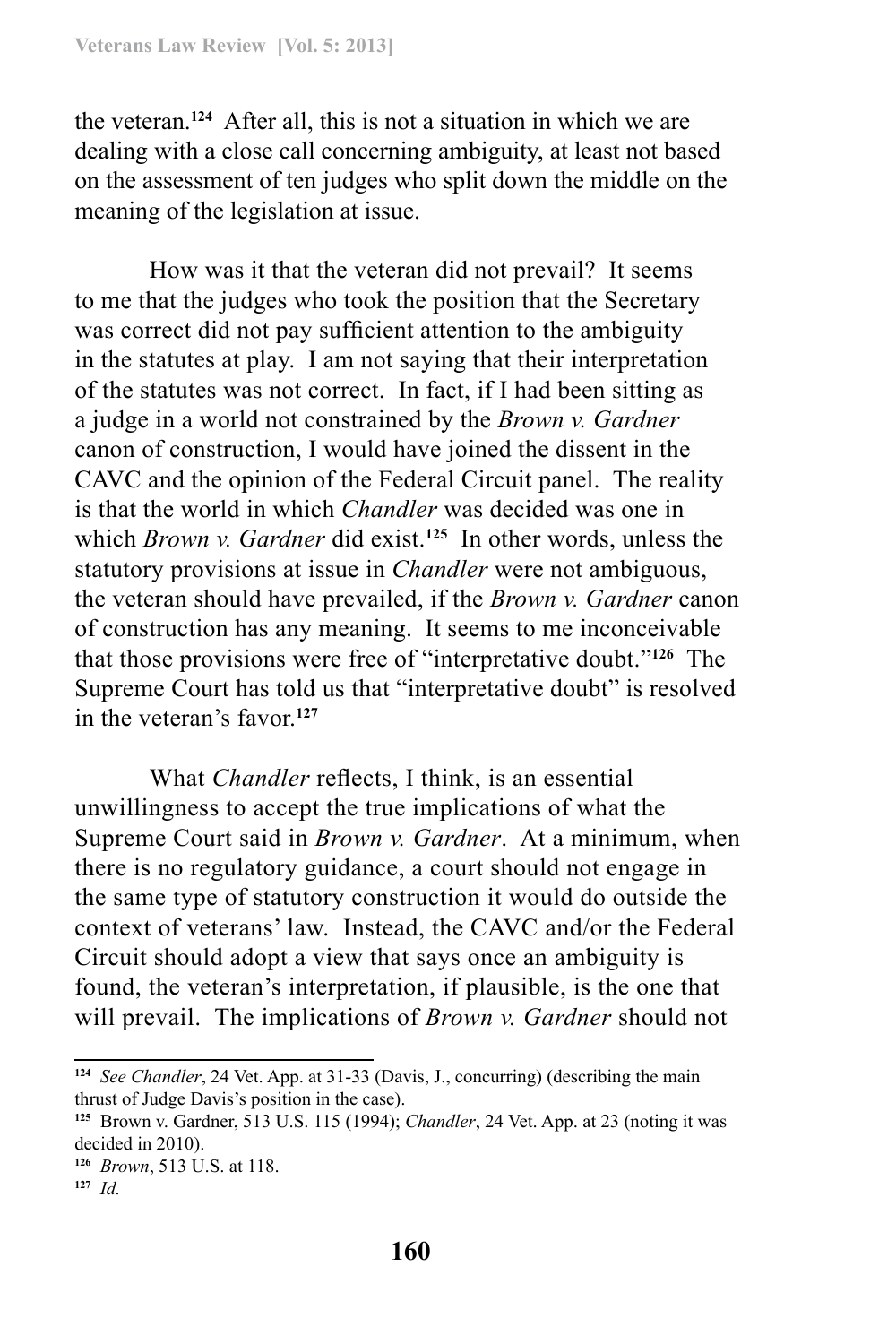the veteran.[124] After all, this is not a situation in which we are dealing with a close call concerning ambiguity, at least not based on the assessment of ten judges who split down the middle on the meaning of the legislation at issue.

How was it that the veteran did not prevail? It seems to me that the judges who took the position that the Secretary was correct did not pay sufficient attention to the ambiguity in the statutes at play. I am not saying that their interpretation of the statutes was not correct. In fact, if I had been sitting as a judge in a world not constrained by the *Brown v. Gardner* canon of construction, I would have joined the dissent in the CAVC and the opinion of the Federal Circuit panel. The reality is that the world in which *Chandler* was decided was one in which *Brown v. Gardner* did exist.[125] In other words, unless the statutory provisions at issue in *Chandler* were not ambiguous, the veteran should have prevailed, if the *Brown v. Gardner* canon of construction has any meaning. It seems to me inconceivable that those provisions were free of "interpretative doubt."[126] The Supreme Court has told us that "interpretative doubt" is resolved in the veteran's favor.[127]

What *Chandler* reflects, I think, is an essential unwillingness to accept the true implications of what the Supreme Court said in *Brown v. Gardner*. At a minimum, when there is no regulatory guidance, a court should not engage in the same type of statutory construction it would do outside the context of veterans' law. Instead, the CAVC and/or the Federal Circuit should adopt a view that says once an ambiguity is found, the veteran's interpretation, if plausible, is the one that will prevail. The implications of *Brown v. Gardner* should not

---

[124] *See Chandler*, 24 Vet. App. at 31-33 (Davis, J., concurring) (describing the main thrust of Judge Davis's position in the case).

[125] Brown v. Gardner, 513 U.S. 115 (1994); *Chandler*, 24 Vet. App. at 23 (noting it was decided in 2010).

[126] *Brown*, 513 U.S. at 118.

[127] *Id.*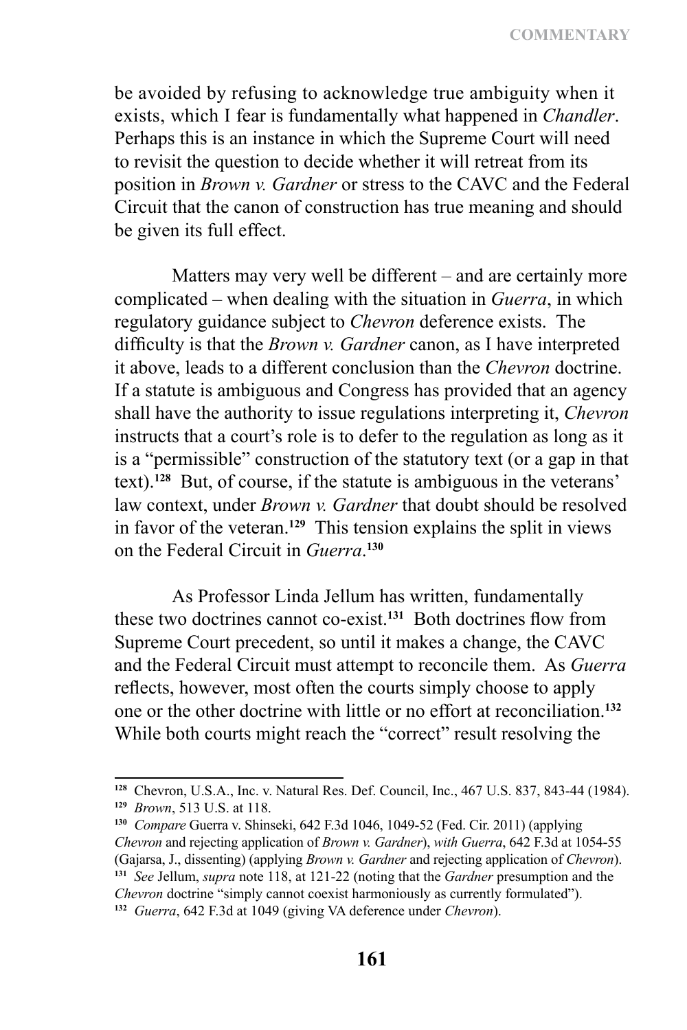be avoided by refusing to acknowledge true ambiguity when it exists, which I fear is fundamentally what happened in *Chandler*. Perhaps this is an instance in which the Supreme Court will need to revisit the question to decide whether it will retreat from its position in *Brown v. Gardner* or stress to the CAVC and the Federal Circuit that the canon of construction has true meaning and should be given its full effect.

Matters may very well be different – and are certainly more complicated – when dealing with the situation in *Guerra*, in which regulatory guidance subject to *Chevron* deference exists. The difficulty is that the *Brown v. Gardner* canon, as I have interpreted it above, leads to a different conclusion than the *Chevron* doctrine. If a statute is ambiguous and Congress has provided that an agency shall have the authority to issue regulations interpreting it, *Chevron* instructs that a court's role is to defer to the regulation as long as it is a "permissible" construction of the statutory text (or a gap in that text).[128] But, of course, if the statute is ambiguous in the veterans' law context, under *Brown v. Gardner* that doubt should be resolved in favor of the veteran.[129] This tension explains the split in views on the Federal Circuit in *Guerra*.[130]

As Professor Linda Jellum has written, fundamentally these two doctrines cannot co-exist.[131] Both doctrines flow from Supreme Court precedent, so until it makes a change, the CAVC and the Federal Circuit must attempt to reconcile them. As *Guerra* reflects, however, most often the courts simply choose to apply one or the other doctrine with little or no effort at reconciliation.[132] While both courts might reach the "correct" result resolving the

---

[128] Chevron, U.S.A., Inc. v. Natural Res. Def. Council, Inc., 467 U.S. 837, 843-44 (1984).

[129] *Brown*, 513 U.S. at 118.

[130] *Compare* Guerra v. Shinseki, 642 F.3d 1046, 1049-52 (Fed. Cir. 2011) (applying *Chevron* and rejecting application of *Brown v. Gardner*), *with Guerra*, 642 F.3d at 1054-55 (Gajarsa, J., dissenting) (applying *Brown v. Gardner* and rejecting application of *Chevron*).

[131] *See* Jellum, *supra* note 118, at 121-22 (noting that the *Gardner* presumption and the *Chevron* doctrine "simply cannot coexist harmoniously as currently formulated").

[132] *Guerra*, 642 F.3d at 1049 (giving VA deference under *Chevron*).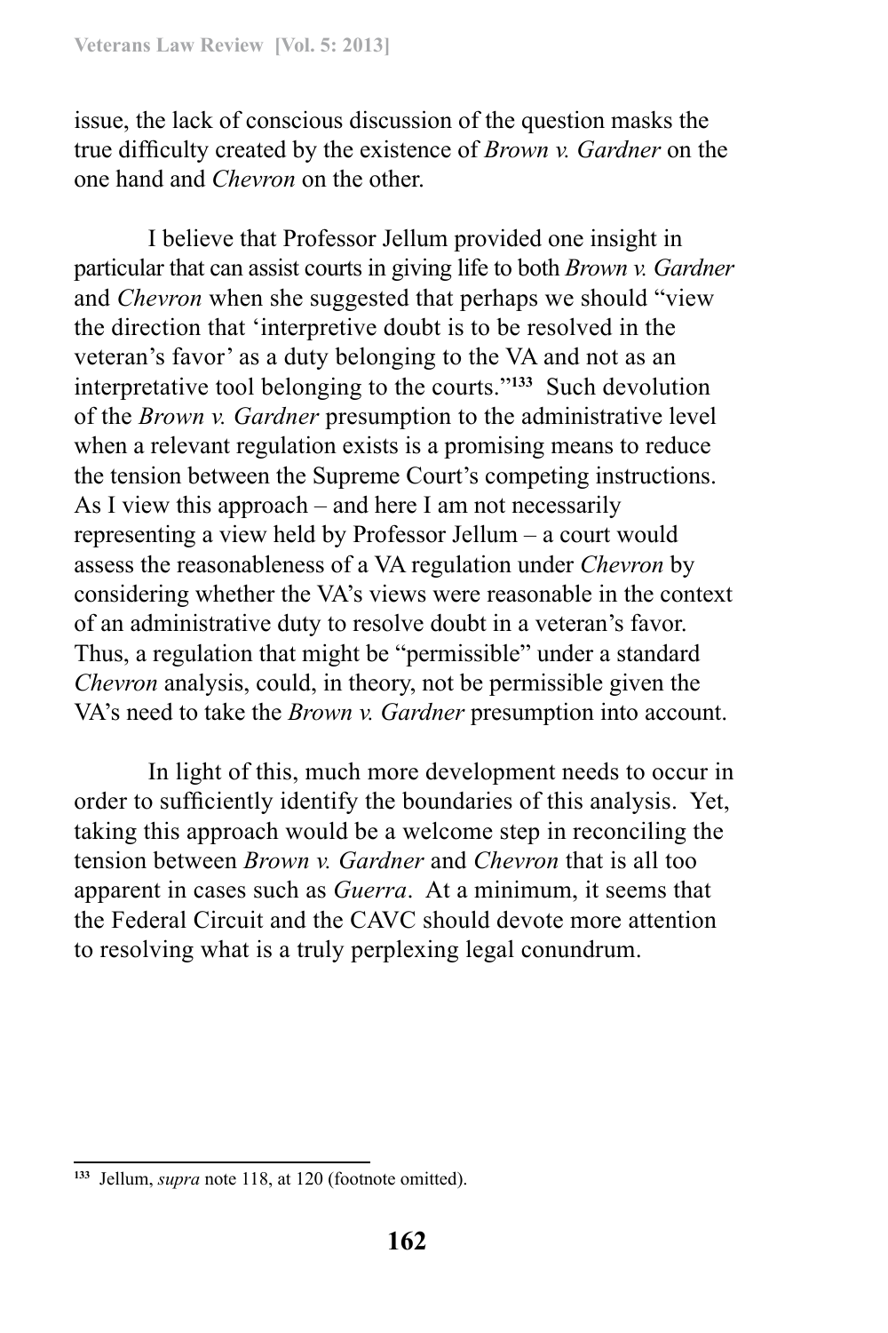issue, the lack of conscious discussion of the question masks the true difficulty created by the existence of *Brown v. Gardner* on the one hand and *Chevron* on the other.

I believe that Professor Jellum provided one insight in particular that can assist courts in giving life to both *Brown v. Gardner* and *Chevron* when she suggested that perhaps we should "view the direction that 'interpretive doubt is to be resolved in the veteran's favor' as a duty belonging to the VA and not as an interpretative tool belonging to the courts."[133] Such devolution of the *Brown v. Gardner* presumption to the administrative level when a relevant regulation exists is a promising means to reduce the tension between the Supreme Court's competing instructions. As I view this approach – and here I am not necessarily representing a view held by Professor Jellum – a court would assess the reasonableness of a VA regulation under *Chevron* by considering whether the VA's views were reasonable in the context of an administrative duty to resolve doubt in a veteran's favor. Thus, a regulation that might be "permissible" under a standard *Chevron* analysis, could, in theory, not be permissible given the VA's need to take the *Brown v. Gardner* presumption into account.

In light of this, much more development needs to occur in order to sufficiently identify the boundaries of this analysis. Yet, taking this approach would be a welcome step in reconciling the tension between *Brown v. Gardner* and *Chevron* that is all too apparent in cases such as *Guerra*. At a minimum, it seems that the Federal Circuit and the CAVC should devote more attention to resolving what is a truly perplexing legal conundrum.

---

[133] Jellum, *supra* note 118, at 120 (footnote omitted).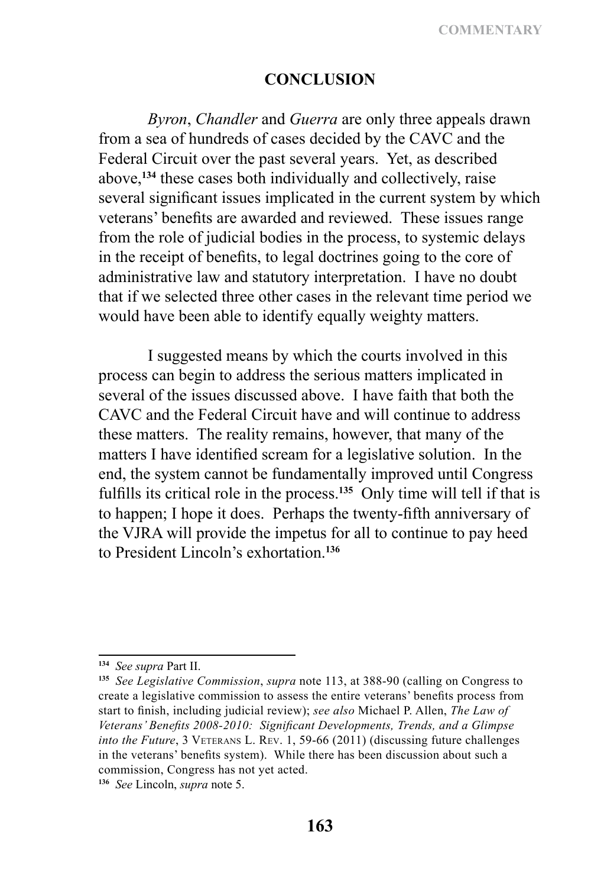## CONCLUSION

*Byron*, *Chandler* and *Guerra* are only three appeals drawn from a sea of hundreds of cases decided by the CAVC and the Federal Circuit over the past several years. Yet, as described above,[134] these cases both individually and collectively, raise several significant issues implicated in the current system by which veterans' benefits are awarded and reviewed. These issues range from the role of judicial bodies in the process, to systemic delays in the receipt of benefits, to legal doctrines going to the core of administrative law and statutory interpretation. I have no doubt that if we selected three other cases in the relevant time period we would have been able to identify equally weighty matters.

I suggested means by which the courts involved in this process can begin to address the serious matters implicated in several of the issues discussed above. I have faith that both the CAVC and the Federal Circuit have and will continue to address these matters. The reality remains, however, that many of the matters I have identified scream for a legislative solution. In the end, the system cannot be fundamentally improved until Congress fulfills its critical role in the process.[135] Only time will tell if that is to happen; I hope it does. Perhaps the twenty-fifth anniversary of the VJRA will provide the impetus for all to continue to pay heed to President Lincoln's exhortation.[136]

---

[134] *See supra* Part II.

[135] *See Legislative Commission*, *supra* note 113, at 388-90 (calling on Congress to create a legislative commission to assess the entire veterans' benefits process from start to finish, including judicial review); *see also* Michael P. Allen, *The Law of Veterans' Benefits 2008-2010: Significant Developments, Trends, and a Glimpse into the Future*, 3 Veterans L. Rev. 1, 59-66 (2011) (discussing future challenges in the veterans' benefits system). While there has been discussion about such a commission, Congress has not yet acted.

[136] *See* Lincoln, *supra* note 5.